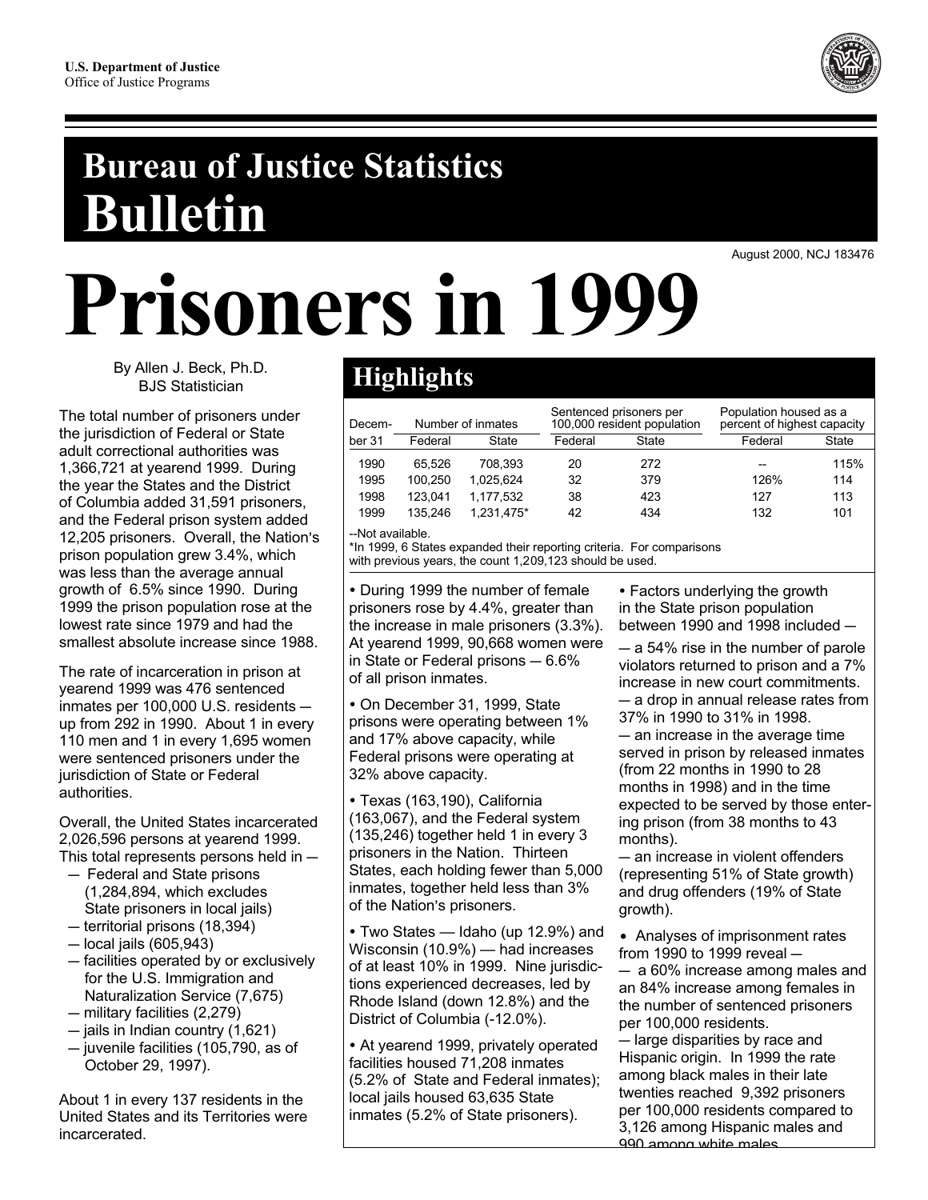U.S. Department of Justice
Office of Justice Programs

# Bureau of Justice Statistics Bulletin

August 2000, NCJ 183476

# Prisoners in 1999

By Allen J. Beck, Ph.D.
BJS Statistician

The total number of prisoners under the jurisdiction of Federal or State adult correctional authorities was 1,366,721 at yearend 1999. During the year the States and the District of Columbia added 31,591 prisoners, and the Federal prison system added 12,205 prisoners. Overall, the Nation's prison population grew 3.4%, which was less than the average annual growth of 6.5% since 1990. During 1999 the prison population rose at the lowest rate since 1979 and had the smallest absolute increase since 1988.

The rate of incarceration in prison at yearend 1999 was 476 sentenced inmates per 100,000 U.S. residents — up from 292 in 1990. About 1 in every 110 men and 1 in every 1,695 women were sentenced prisoners under the jurisdiction of State or Federal authorities.

Overall, the United States incarcerated 2,026,596 persons at yearend 1999. This total represents persons held in —

- — Federal and State prisons (1,284,894, which excludes State prisoners in local jails)
- — territorial prisons (18,394)
- — local jails (605,943)
- — facilities operated by or exclusively for the U.S. Immigration and Naturalization Service (7,675)
- — military facilities (2,279)
- — jails in Indian country (1,621)
- — juvenile facilities (105,790, as of October 29, 1997).

About 1 in every 137 residents in the United States and its Territories were incarcerated.

## Highlights

| December 31 | Number of inmates | | Sentenced prisoners per 100,000 resident population | | Population housed as a percent of highest capacity | |
|---|---|---|---|---|---|---|
| | Federal | State | Federal | State | Federal | State |
| 1990 | 65,526 | 708,393 | 20 | 272 | -- | 115% |
| 1995 | 100,250 | 1,025,624 | 32 | 379 | 126% | 114 |
| 1998 | 123,041 | 1,177,532 | 38 | 423 | 127 | 113 |
| 1999 | 135,246 | 1,231,475* | 42 | 434 | 132 | 101 |

--Not available.
*In 1999, 6 States expanded their reporting criteria. For comparisons with previous years, the count 1,209,123 should be used.

- During 1999 the number of female prisoners rose by 4.4%, greater than the increase in male prisoners (3.3%). At yearend 1999, 90,668 women were in State or Federal prisons — 6.6% of all prison inmates.

- On December 31, 1999, State prisons were operating between 1% and 17% above capacity, while Federal prisons were operating at 32% above capacity.

- Texas (163,190), California (163,067), and the Federal system (135,246) together held 1 in every 3 prisoners in the Nation. Thirteen States, each holding fewer than 5,000 inmates, together held less than 3% of the Nation's prisoners.

- Two States — Idaho (up 12.9%) and Wisconsin (10.9%) — had increases of at least 10% in 1999. Nine jurisdictions experienced decreases, led by Rhode Island (down 12.8%) and the District of Columbia (-12.0%).

- At yearend 1999, privately operated facilities housed 71,208 inmates (5.2% of State and Federal inmates); local jails housed 63,635 State inmates (5.2% of State prisoners).

- Factors underlying the growth in the State prison population between 1990 and 1998 included —

  — a 54% rise in the number of parole violators returned to prison and a 7% increase in new court commitments.
  — a drop in annual release rates from 37% in 1990 to 31% in 1998.
  — an increase in the average time served in prison by released inmates (from 22 months in 1990 to 28 months in 1998) and in the time expected to be served by those entering prison (from 38 months to 43 months).
  — an increase in violent offenders (representing 51% of State growth) and drug offenders (19% of State growth).

- Analyses of imprisonment rates from 1990 to 1999 reveal —

  — a 60% increase among males and an 84% increase among females in the number of sentenced prisoners per 100,000 residents.
  — large disparities by race and Hispanic origin. In 1999 the rate among black males in their late twenties reached 9,392 prisoners per 100,000 residents compared to 3,126 among Hispanic males and 990 among white males.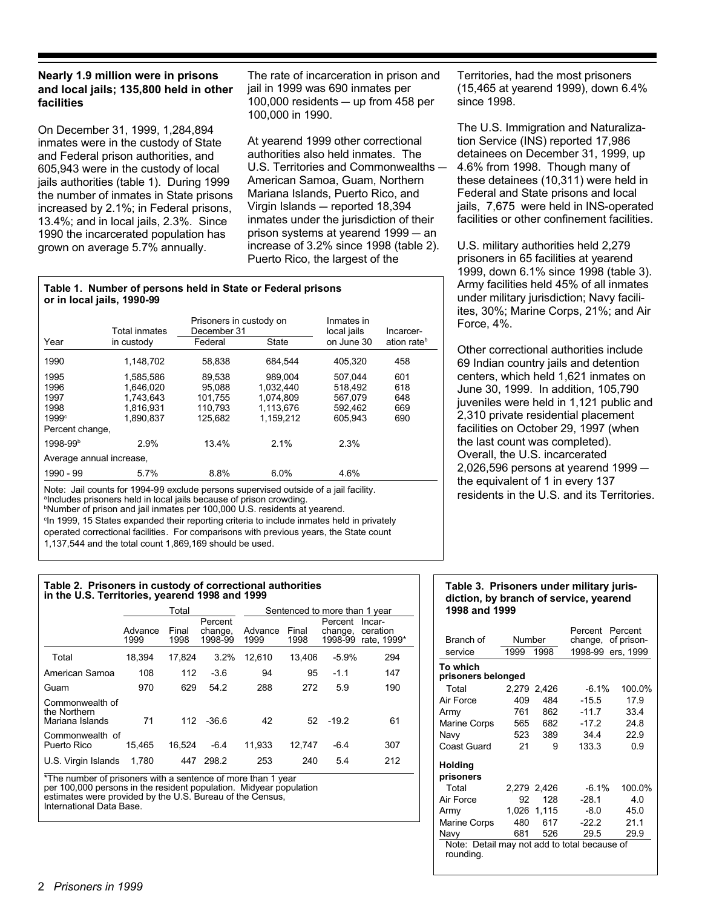## Nearly 1.9 million were in prisons and local jails; 135,800 held in other facilities

On December 31, 1999, 1,284,894 inmates were in the custody of State and Federal prison authorities, and 605,943 were in the custody of local jails authorities (table 1). During 1999 the number of inmates in State prisons increased by 2.1%; in Federal prisons, 13.4%; and in local jails, 2.3%. Since 1990 the incarcerated population has grown on average 5.7% annually.

The rate of incarceration in prison and jail in 1999 was 690 inmates per 100,000 residents — up from 458 per 100,000 in 1990.

At yearend 1999 other correctional authorities also held inmates. The U.S. Territories and Commonwealths — American Samoa, Guam, Northern Mariana Islands, Puerto Rico, and Virgin Islands — reported 18,394 inmates under the jurisdiction of their prison systems at yearend 1999 — an increase of 3.2% since 1998 (table 2). Puerto Rico, the largest of the Territories, had the most prisoners (15,465 at yearend 1999), down 6.4% since 1998.

The U.S. Immigration and Naturalization Service (INS) reported 17,986 detainees on December 31, 1999, up 4.6% from 1998. Though many of these detainees (10,311) were held in Federal and State prisons and local jails, 7,675 were held in INS-operated facilities or other confinement facilities.

U.S. military authorities held 2,279 prisoners in 65 facilities at yearend 1999, down 6.1% since 1998 (table 3). Army facilities held 45% of all inmates under military jurisdiction; Navy facilities, 30%; Marine Corps, 21%; and Air Force, 4%.

Other correctional authorities include 69 Indian country jails and detention centers, which held 1,621 inmates on June 30, 1999. In addition, 105,790 juveniles were held in 1,121 public and 2,310 private residential placement facilities on October 29, 1997 (when the last count was completed). Overall, the U.S. incarcerated 2,026,596 persons at yearend 1999 — the equivalent of 1 in every 137 residents in the U.S. and its Territories.

**Table 1. Number of persons held in State or Federal prisons or in local jails, 1990-99**

| Year | Total inmates in custody | Prisoners in custody on December 31 | | Inmates in local jails on June 30 | Incarceration rate[b] |
|---|---|---|---|---|---|
| | | Federal | State | | |
| 1990 | 1,148,702 | 58,838 | 684,544 | 405,320 | 458 |
| 1995 | 1,585,586 | 89,538 | 989,004 | 507,044 | 601 |
| 1996 | 1,646,020 | 95,088 | 1,032,440 | 518,492 | 618 |
| 1997 | 1,743,643 | 101,755 | 1,074,809 | 567,079 | 648 |
| 1998 | 1,816,931 | 110,793 | 1,113,676 | 592,462 | 669 |
| 1999[c] | 1,890,837 | 125,682 | 1,159,212 | 605,943 | 690 |
| Percent change, | | | | | |
| 1998-99[b] | 2.9% | 13.4% | 2.1% | 2.3% | |
| Average annual increase, | | | | | |
| 1990 - 99 | 5.7% | 8.8% | 6.0% | 4.6% | |

Note: Jail counts for 1994-99 exclude persons supervised outside of a jail facility.
[a]Includes prisoners held in local jails because of prison crowding.
[b]Number of prison and jail inmates per 100,000 U.S. residents at yearend.
[c]In 1999, 15 States expanded their reporting criteria to include inmates held in privately operated correctional facilities. For comparisons with previous years, the State count 1,137,544 and the total count 1,869,169 should be used.

**Table 2. Prisoners in custody of correctional authorities in the U.S. Territories, yearend 1998 and 1999**

| | Total | | | Sentenced to more than 1 year | | | |
|---|---|---|---|---|---|---|---|
| | Advance 1999 | Final 1998 | Percent change, 1998-99 | Advance 1999 | Final 1998 | Percent change, 1998-99 | Incarceration rate, 1999* |
| Total | 18,394 | 17,824 | 3.2% | 12,610 | 13,406 | -5.9% | 294 |
| American Samoa | 108 | 112 | -3.6 | 94 | 95 | -1.1 | 147 |
| Guam | 970 | 629 | 54.2 | 288 | 272 | 5.9 | 190 |
| Commonwealth of the Northern Mariana Islands | 71 | 112 | -36.6 | 42 | 52 | -19.2 | 61 |
| Commonwealth of Puerto Rico | 15,465 | 16,524 | -6.4 | 11,933 | 12,747 | -6.4 | 307 |
| U.S. Virgin Islands | 1,780 | 447 | 298.2 | 253 | 240 | 5.4 | 212 |

*The number of prisoners with a sentence of more than 1 year per 100,000 persons in the resident population. Midyear population estimates were provided by the U.S. Bureau of the Census, International Data Base.

**Table 3. Prisoners under military jurisdiction, by branch of service, yearend 1998 and 1999**

| Branch of service | Number 1999 | Number 1998 | Percent change, 1998-99 | Percent of prisoners, 1999 |
|---|---|---|---|---|
| **To which prisoners belonged** | | | | |
| Total | 2,279 | 2,426 | -6.1% | 100.0% |
| Air Force | 409 | 484 | -15.5 | 17.9 |
| Army | 761 | 862 | -11.7 | 33.4 |
| Marine Corps | 565 | 682 | -17.2 | 24.8 |
| Navy | 523 | 389 | 34.4 | 22.9 |
| Coast Guard | 21 | 9 | 133.3 | 0.9 |
| **Holding prisoners** | | | | |
| Total | 2,279 | 2,426 | -6.1% | 100.0% |
| Air Force | 92 | 128 | -28.1 | 4.0 |
| Army | 1,026 | 1,115 | -8.0 | 45.0 |
| Marine Corps | 480 | 617 | -22.2 | 21.1 |
| Navy | 681 | 526 | 29.5 | 29.9 |

Note: Detail may not add to total because of rounding.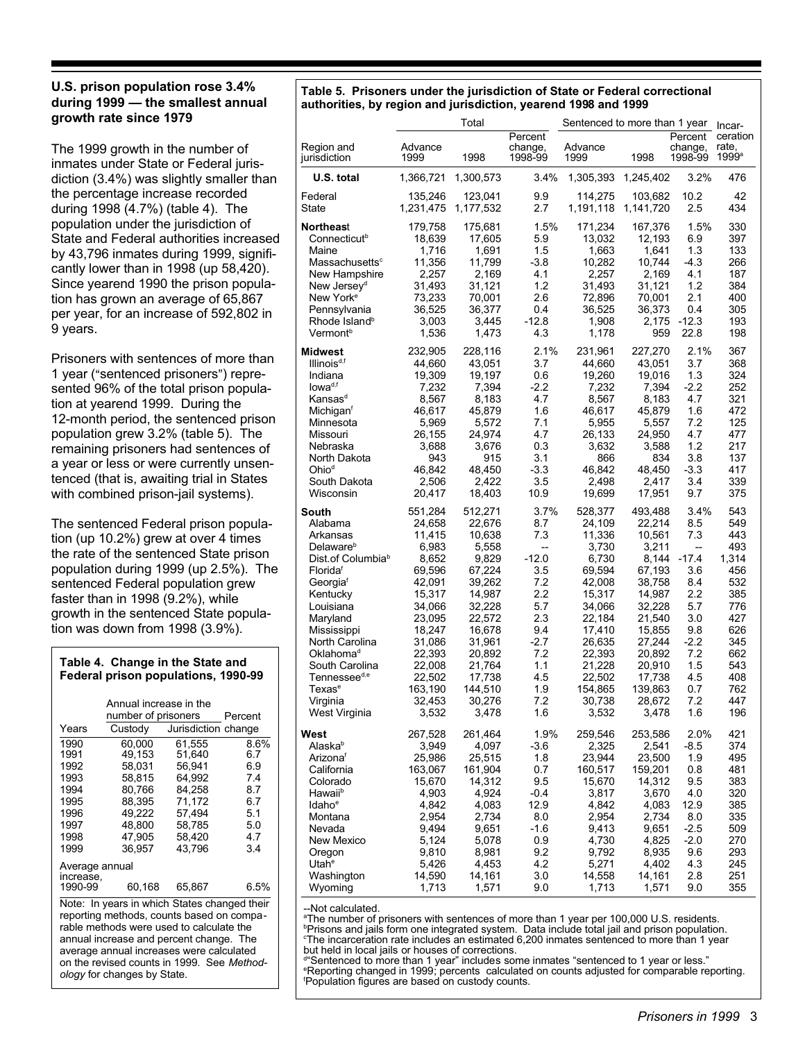### U.S. prison population rose 3.4% during 1999 — the smallest annual growth rate since 1979

The 1999 growth in the number of inmates under State or Federal jurisdiction (3.4%) was slightly smaller than the percentage increase recorded during 1998 (4.7%) (table 4). The population under the jurisdiction of State and Federal authorities increased by 43,796 inmates during 1999, significantly lower than in 1998 (up 58,420). Since yearend 1990 the prison population has grown an average of 65,867 per year, for an increase of 592,802 in 9 years.

Prisoners with sentences of more than 1 year ("sentenced prisoners") represented 96% of the total prison population at yearend 1999. During the 12-month period, the sentenced prison population grew 3.2% (table 5). The remaining prisoners had sentences of a year or less or were currently unsentenced (that is, awaiting trial in States with combined prison-jail systems).

The sentenced Federal prison population (up 10.2%) grew at over 4 times the rate of the sentenced State prison population during 1999 (up 2.5%). The sentenced Federal population grew faster than in 1998 (9.2%), while growth in the sentenced State population was down from 1998 (3.9%).

**Table 4. Change in the State and Federal prison populations, 1990-99**

| Years | Annual increase in the number of prisoners | | Percent |
|---|---|---|---|
| | Custody | Jurisdiction | change |
| 1990 | 60,000 | 61,555 | 8.6% |
| 1991 | 49,153 | 51,640 | 6.7 |
| 1992 | 58,031 | 56,941 | 6.9 |
| 1993 | 58,815 | 64,992 | 7.4 |
| 1994 | 80,766 | 84,258 | 8.7 |
| 1995 | 88,395 | 71,172 | 6.7 |
| 1996 | 49,222 | 57,494 | 5.1 |
| 1997 | 48,800 | 58,785 | 5.0 |
| 1998 | 47,905 | 58,420 | 4.7 |
| 1999 | 36,957 | 43,796 | 3.4 |
| Average annual increase, 1990-99 | 60,168 | 65,867 | 6.5% |

Note: In years in which States changed their reporting methods, counts based on comparable methods were used to calculate the annual increase and percent change. The average annual increases were calculated on the revised counts in 1999. See *Methodology* for changes by State.

**Table 5. Prisoners under the jurisdiction of State or Federal correctional authorities, by region and jurisdiction, yearend 1998 and 1999**

| Region and jurisdiction | Total | | | Sentenced to more than 1 year | | | Incarceration rate, 1999[a] |
|---|---|---|---|---|---|---|---|
| | Advance 1999 | 1998 | Percent change, 1998-99 | Advance 1999 | 1998 | Percent change, 1998-99 | |
| **U.S. total** | 1,366,721 | 1,300,573 | 3.4% | 1,305,393 | 1,245,402 | 3.2% | 476 |
| Federal | 135,246 | 123,041 | 9.9 | 114,275 | 103,682 | 10.2 | 42 |
| State | 1,231,475 | 1,177,532 | 2.7 | 1,191,118 | 1,141,720 | 2.5 | 434 |
| **Northeast** | 179,758 | 175,681 | 1.5% | 171,234 | 167,376 | 1.5% | 330 |
| Connecticut[b] | 18,639 | 17,605 | 5.9 | 13,032 | 12,193 | 6.9 | 397 |
| Maine | 1,716 | 1,691 | 1.5 | 1,663 | 1,641 | 1.3 | 133 |
| Massachusetts[c] | 11,356 | 11,799 | -3.8 | 10,282 | 10,744 | -4.3 | 266 |
| New Hampshire | 2,257 | 2,169 | 4.1 | 2,257 | 2,169 | 4.1 | 187 |
| New Jersey[d] | 31,493 | 31,121 | 1.2 | 31,493 | 31,121 | 1.2 | 384 |
| New York[e] | 73,233 | 70,001 | 2.6 | 72,896 | 70,001 | 2.1 | 400 |
| Pennsylvania | 36,525 | 36,377 | 0.4 | 36,525 | 36,373 | 0.4 | 305 |
| Rhode Island[b] | 3,003 | 3,445 | -12.8 | 1,908 | 2,175 | -12.3 | 193 |
| Vermont[b] | 1,536 | 1,473 | 4.3 | 1,178 | 959 | 22.8 | 198 |
| **Midwest** | 232,905 | 228,116 | 2.1% | 231,961 | 227,270 | 2.1% | 367 |
| Illinois[d,f] | 44,660 | 43,051 | 3.7 | 44,660 | 43,051 | 3.7 | 368 |
| Indiana | 19,309 | 19,197 | 0.6 | 19,260 | 19,016 | 1.3 | 324 |
| Iowa[d,f] | 7,232 | 7,394 | -2.2 | 7,232 | 7,394 | -2.2 | 252 |
| Kansas[d] | 8,567 | 8,183 | 4.7 | 8,567 | 8,183 | 4.7 | 321 |
| Michigan[f] | 46,617 | 45,879 | 1.6 | 46,617 | 45,879 | 1.6 | 472 |
| Minnesota | 5,969 | 5,572 | 7.1 | 5,955 | 5,557 | 7.2 | 125 |
| Missouri | 26,155 | 24,974 | 4.7 | 26,133 | 24,950 | 4.7 | 477 |
| Nebraska | 3,688 | 3,676 | 0.3 | 3,632 | 3,588 | 1.2 | 217 |
| North Dakota | 943 | 915 | 3.1 | 866 | 834 | 3.8 | 137 |
| Ohio[d] | 46,842 | 48,450 | -3.3 | 46,842 | 48,450 | -3.3 | 417 |
| South Dakota | 2,506 | 2,422 | 3.5 | 2,498 | 2,417 | 3.4 | 339 |
| Wisconsin | 20,417 | 18,403 | 10.9 | 19,699 | 17,951 | 9.7 | 375 |
| **South** | 551,284 | 512,271 | 3.7% | 528,377 | 493,488 | 3.4% | 543 |
| Alabama | 24,658 | 22,676 | 8.7 | 24,109 | 22,214 | 8.5 | 549 |
| Arkansas | 11,415 | 10,638 | 7.3 | 11,336 | 10,561 | 7.3 | 443 |
| Delaware[b] | 6,983 | 5,558 | -- | 3,730 | 3,211 | -- | 493 |
| Dist.of Columbia[b] | 8,652 | 9,829 | -12.0 | 6,730 | 8,144 | -17.4 | 1,314 |
| Florida[f] | 69,596 | 67,224 | 3.5 | 69,594 | 67,193 | 3.6 | 456 |
| Georgia[f] | 42,091 | 39,262 | 7.2 | 42,008 | 38,758 | 8.4 | 532 |
| Kentucky | 15,317 | 14,987 | 2.2 | 15,317 | 14,987 | 2.2 | 385 |
| Louisiana | 34,066 | 32,228 | 5.7 | 34,066 | 32,228 | 5.7 | 776 |
| Maryland | 23,095 | 22,572 | 2.3 | 22,184 | 21,540 | 3.0 | 427 |
| Mississippi | 18,247 | 16,678 | 9.4 | 17,410 | 15,855 | 9.8 | 626 |
| North Carolina | 31,086 | 31,961 | -2.7 | 26,635 | 27,244 | -2.2 | 345 |
| Oklahoma[d] | 22,393 | 20,892 | 7.2 | 22,393 | 20,892 | 7.2 | 662 |
| South Carolina | 22,008 | 21,764 | 1.1 | 21,228 | 20,910 | 1.5 | 543 |
| Tennessee[d,e] | 22,502 | 17,738 | 4.5 | 22,502 | 17,738 | 4.5 | 408 |
| Texas[e] | 163,190 | 144,510 | 1.9 | 154,865 | 139,863 | 0.7 | 762 |
| Virginia | 32,453 | 30,276 | 7.2 | 30,738 | 28,672 | 7.2 | 447 |
| West Virginia | 3,532 | 3,478 | 1.6 | 3,532 | 3,478 | 1.6 | 196 |
| **West** | 267,528 | 261,464 | 1.9% | 259,546 | 253,586 | 2.0% | 421 |
| Alaska[b] | 3,949 | 4,097 | -3.6 | 2,325 | 2,541 | -8.5 | 374 |
| Arizona[f] | 25,986 | 25,515 | 1.8 | 23,944 | 23,500 | 1.9 | 495 |
| California | 163,067 | 161,904 | 0.7 | 160,517 | 159,201 | 0.8 | 481 |
| Colorado | 15,670 | 14,312 | 9.5 | 15,670 | 14,312 | 9.5 | 383 |
| Hawaii[b] | 4,903 | 4,924 | -0.4 | 3,817 | 3,670 | 4.0 | 320 |
| Idaho[e] | 4,842 | 4,083 | 12.9 | 4,842 | 4,083 | 12.9 | 385 |
| Montana | 2,954 | 2,734 | 8.0 | 2,954 | 2,734 | 8.0 | 335 |
| Nevada | 9,494 | 9,651 | -1.6 | 9,413 | 9,651 | -2.5 | 509 |
| New Mexico | 5,124 | 5,078 | 0.9 | 4,730 | 4,825 | -2.0 | 270 |
| Oregon | 9,810 | 8,981 | 9.2 | 9,792 | 8,935 | 9.6 | 293 |
| Utah[e] | 5,426 | 4,453 | 4.2 | 5,271 | 4,402 | 4.3 | 245 |
| Washington | 14,590 | 14,161 | 3.0 | 14,558 | 14,161 | 2.8 | 251 |
| Wyoming | 1,713 | 1,571 | 9.0 | 1,713 | 1,571 | 9.0 | 355 |

--Not calculated.
[a]The number of prisoners with sentences of more than 1 year per 100,000 U.S. residents.
[b]Prisons and jails form one integrated system. Data include total jail and prison population.
[c]The incarceration rate includes an estimated 6,200 inmates sentenced to more than 1 year but held in local jails or houses of corrections.
[d]"Sentenced to more than 1 year" includes some inmates "sentenced to 1 year or less."
[e]Reporting changed in 1999; percents calculated on counts adjusted for comparable reporting.
[f]Population figures are based on custody counts.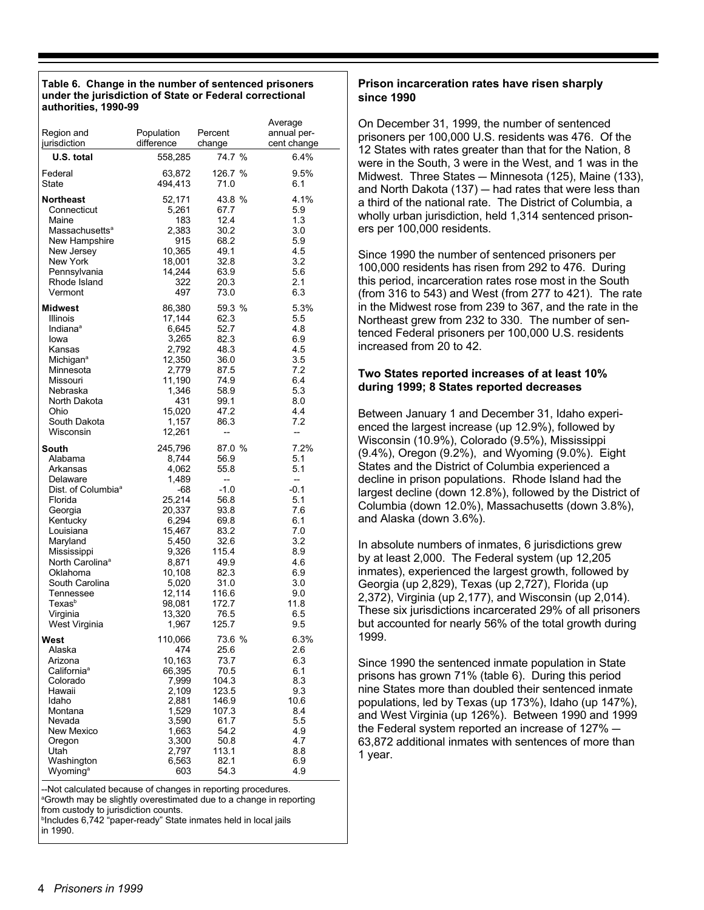**Table 6. Change in the number of sentenced prisoners under the jurisdiction of State or Federal correctional authorities, 1990-99**

| Region and jurisdiction | Population difference | Percent change | Average annual percent change |
|---|---|---|---|
| **U.S. total** | 558,285 | 74.7 % | 6.4% |
| Federal | 63,872 | 126.7 % | 9.5% |
| State | 494,413 | 71.0 | 6.1 |
| **Northeast** | 52,171 | 43.8 % | 4.1% |
| Connecticut | 5,261 | 67.7 | 5.9 |
| Maine | 183 | 12.4 | 1.3 |
| Massachusetts[a] | 2,383 | 30.2 | 3.0 |
| New Hampshire | 915 | 68.2 | 5.9 |
| New Jersey | 10,365 | 49.1 | 4.5 |
| New York | 18,001 | 32.8 | 3.2 |
| Pennsylvania | 14,244 | 63.9 | 5.6 |
| Rhode Island | 322 | 20.3 | 2.1 |
| Vermont | 497 | 73.0 | 6.3 |
| **Midwest** | 86,380 | 59.3 % | 5.3% |
| Illinois | 17,144 | 62.3 | 5.5 |
| Indiana[a] | 6,645 | 52.7 | 4.8 |
| Iowa | 3,265 | 82.3 | 6.9 |
| Kansas | 2,792 | 48.3 | 4.5 |
| Michigan[a] | 12,350 | 36.0 | 3.5 |
| Minnesota | 2,779 | 87.5 | 7.2 |
| Missouri | 11,190 | 74.9 | 6.4 |
| Nebraska | 1,346 | 58.9 | 5.3 |
| North Dakota | 431 | 99.1 | 8.0 |
| Ohio | 15,020 | 47.2 | 4.4 |
| South Dakota | 1,157 | 86.3 | 7.2 |
| Wisconsin | 12,261 | -- | -- |
| **South** | 245,796 | 87.0 % | 7.2% |
| Alabama | 8,744 | 56.9 | 5.1 |
| Arkansas | 4,062 | 55.8 | 5.1 |
| Delaware | 1,489 | -- | -- |
| Dist. of Columbia[a] | -68 | -1.0 | -0.1 |
| Florida | 25,214 | 56.8 | 5.1 |
| Georgia | 20,337 | 93.8 | 7.6 |
| Kentucky | 6,294 | 69.8 | 6.1 |
| Louisiana | 15,467 | 83.2 | 7.0 |
| Maryland | 5,450 | 32.6 | 3.2 |
| Mississippi | 9,326 | 115.4 | 8.9 |
| North Carolina[a] | 8,871 | 49.9 | 4.6 |
| Oklahoma | 10,108 | 82.3 | 6.9 |
| South Carolina | 5,020 | 31.0 | 3.0 |
| Tennessee | 12,114 | 116.6 | 9.0 |
| Texas[b] | 98,081 | 172.7 | 11.8 |
| Virginia | 13,320 | 76.5 | 6.5 |
| West Virginia | 1,967 | 125.7 | 9.5 |
| **West** | 110,066 | 73.6 % | 6.3% |
| Alaska | 474 | 25.6 | 2.6 |
| Arizona | 10,163 | 73.7 | 6.3 |
| California[a] | 66,395 | 70.5 | 6.1 |
| Colorado | 7,999 | 104.3 | 8.3 |
| Hawaii | 2,109 | 123.5 | 9.3 |
| Idaho | 2,881 | 146.9 | 10.6 |
| Montana | 1,529 | 107.3 | 8.4 |
| Nevada | 3,590 | 61.7 | 5.5 |
| New Mexico | 1,663 | 54.2 | 4.9 |
| Oregon | 3,300 | 50.8 | 4.7 |
| Utah | 2,797 | 113.1 | 8.8 |
| Washington | 6,563 | 82.1 | 6.9 |
| Wyoming[a] | 603 | 54.3 | 4.9 |

--Not calculated because of changes in reporting procedures.
[a]Growth may be slightly overestimated due to a change in reporting from custody to jurisdiction counts.
[b]Includes 6,742 "paper-ready" State inmates held in local jails in 1990.

### Prison incarceration rates have risen sharply since 1990

On December 31, 1999, the number of sentenced prisoners per 100,000 U.S. residents was 476. Of the 12 States with rates greater than that for the Nation, 8 were in the South, 3 were in the West, and 1 was in the Midwest. Three States — Minnesota (125), Maine (133), and North Dakota (137) — had rates that were less than a third of the national rate. The District of Columbia, a wholly urban jurisdiction, held 1,314 sentenced prisoners per 100,000 residents.

Since 1990 the number of sentenced prisoners per 100,000 residents has risen from 292 to 476. During this period, incarceration rates rose most in the South (from 316 to 543) and West (from 277 to 421). The rate in the Midwest rose from 239 to 367, and the rate in the Northeast grew from 232 to 330. The number of sentenced Federal prisoners per 100,000 U.S. residents increased from 20 to 42.

### Two States reported increases of at least 10% during 1999; 8 States reported decreases

Between January 1 and December 31, Idaho experienced the largest increase (up 12.9%), followed by Wisconsin (10.9%), Colorado (9.5%), Mississippi (9.4%), Oregon (9.2%), and Wyoming (9.0%). Eight States and the District of Columbia experienced a decline in prison populations. Rhode Island had the largest decline (down 12.8%), followed by the District of Columbia (down 12.0%), Massachusetts (down 3.8%), and Alaska (down 3.6%).

In absolute numbers of inmates, 6 jurisdictions grew by at least 2,000. The Federal system (up 12,205 inmates), experienced the largest growth, followed by Georgia (up 2,829), Texas (up 2,727), Florida (up 2,372), Virginia (up 2,177), and Wisconsin (up 2,014). These six jurisdictions incarcerated 29% of all prisoners but accounted for nearly 56% of the total growth during 1999.

Since 1990 the sentenced inmate population in State prisons has grown 71% (table 6). During this period nine States more than doubled their sentenced inmate populations, led by Texas (up 173%), Idaho (up 147%), and West Virginia (up 126%). Between 1990 and 1999 the Federal system reported an increase of 127% — 63,872 additional inmates with sentences of more than 1 year.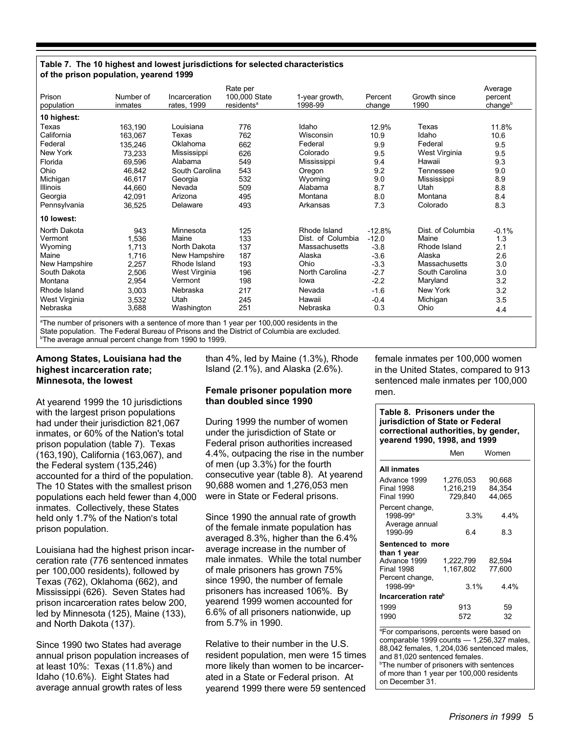**Table 7. The 10 highest and lowest jurisdictions for selected characteristics of the prison population, yearend 1999**

| Prison population | Number of inmates | Incarceration rates, 1999 | Rate per 100,000 State residents[a] | 1-year growth, 1998-99 | Percent change | Growth since 1990 | Average percent change[b] |
|---|---|---|---|---|---|---|---|
| **10 highest:** | | | | | | | |
| Texas | 163,190 | Louisiana | 776 | Idaho | 12.9% | Texas | 11.8% |
| California | 163,067 | Texas | 762 | Wisconsin | 10.9 | Idaho | 10.6 |
| Federal | 135,246 | Oklahoma | 662 | Federal | 9.9 | Federal | 9.5 |
| New York | 73,233 | Mississippi | 626 | Colorado | 9.5 | West Virginia | 9.5 |
| Florida | 69,596 | Alabama | 549 | Mississippi | 9.4 | Hawaii | 9.3 |
| Ohio | 46,842 | South Carolina | 543 | Oregon | 9.2 | Tennessee | 9.0 |
| Michigan | 46,617 | Georgia | 532 | Wyoming | 9.0 | Mississippi | 8.9 |
| Illinois | 44,660 | Nevada | 509 | Alabama | 8.7 | Utah | 8.8 |
| Georgia | 42,091 | Arizona | 495 | Montana | 8.0 | Montana | 8.4 |
| Pennsylvania | 36,525 | Delaware | 493 | Arkansas | 7.3 | Colorado | 8.3 |
| **10 lowest:** | | | | | | | |
| North Dakota | 943 | Minnesota | 125 | Rhode Island | -12.8% | Dist. of Columbia | -0.1% |
| Vermont | 1,536 | Maine | 133 | Dist. of Columbia | -12.0 | Maine | 1.3 |
| Wyoming | 1,713 | North Dakota | 137 | Massachusetts | -3.8 | Rhode Island | 2.1 |
| Maine | 1,716 | New Hampshire | 187 | Alaska | -3.6 | Alaska | 2.6 |
| New Hampshire | 2,257 | Rhode Island | 193 | Ohio | -3.3 | Massachusetts | 3.0 |
| South Dakota | 2,506 | West Virginia | 196 | North Carolina | -2.7 | South Carolina | 3.0 |
| Montana | 2,954 | Vermont | 198 | Iowa | -2.2 | Maryland | 3.2 |
| Rhode Island | 3,003 | Nebraska | 217 | Nevada | -1.6 | New York | 3.2 |
| West Virginia | 3,532 | Utah | 245 | Hawaii | -0.4 | Michigan | 3.5 |
| Nebraska | 3,688 | Washington | 251 | Nebraska | 0.3 | Ohio | 4.4 |

[a]The number of prisoners with a sentence of more than 1 year per 100,000 residents in the State population. The Federal Bureau of Prisons and the District of Columbia are excluded.
[b]The average annual percent change from 1990 to 1999.

### Among States, Louisiana had the highest incarceration rate; Minnesota, the lowest

At yearend 1999 the 10 jurisdictions with the largest prison populations had under their jurisdiction 821,067 inmates, or 60% of the Nation's total prison population (table 7). Texas (163,190), California (163,067), and the Federal system (135,246) accounted for a third of the population. The 10 States with the smallest prison populations each held fewer than 4,000 inmates. Collectively, these States held only 1.7% of the Nation's total prison population.

Louisiana had the highest prison incarceration rate (776 sentenced inmates per 100,000 residents), followed by Texas (762), Oklahoma (662), and Mississippi (626). Seven States had prison incarceration rates below 200, led by Minnesota (125), Maine (133), and North Dakota (137).

Since 1990 two States had average annual prison population increases of at least 10%: Texas (11.8%) and Idaho (10.6%). Eight States had average annual growth rates of less than 4%, led by Maine (1.3%), Rhode Island (2.1%), and Alaska (2.6%).

### Female prisoner population more than doubled since 1990

During 1999 the number of women under the jurisdiction of State or Federal prison authorities increased 4.4%, outpacing the rise in the number of men (up 3.3%) for the fourth consecutive year (table 8). At yearend 90,688 women and 1,276,053 men were in State or Federal prisons.

Since 1990 the annual rate of growth of the female inmate population has averaged 8.3%, higher than the 6.4% average increase in the number of male inmates. While the total number of male prisoners has grown 75% since 1990, the number of female prisoners has increased 106%. By yearend 1999 women accounted for 6.6% of all prisoners nationwide, up from 5.7% in 1990.

Relative to their number in the U.S. resident population, men were 15 times more likely than women to be incarcerated in a State or Federal prison. At yearend 1999 there were 59 sentenced female inmates per 100,000 women in the United States, compared to 913 sentenced male inmates per 100,000 men.

**Table 8. Prisoners under the jurisdiction of State or Federal correctional authorities, by gender, yearend 1990, 1998, and 1999**

| | Men | Women |
|---|---|---|
| **All inmates** | | |
| Advance 1999 | 1,276,053 | 90,668 |
| Final 1998 | 1,216,219 | 84,354 |
| Final 1990 | 729,840 | 44,065 |
| Percent change, 1998-99[a] | 3.3% | 4.4% |
| Average annual 1990-99 | 6.4 | 8.3 |
| **Sentenced to more than 1 year** | | |
| Advance 1999 | 1,222,799 | 82,594 |
| Final 1998 | 1,167,802 | 77,600 |
| Percent change, 1998-99[a] | 3.1% | 4.4% |
| **Incarceration rate[b]** | | |
| 1999 | 913 | 59 |
| 1990 | 572 | 32 |

[a]For comparisons, percents were based on comparable 1999 counts — 1,256,327 males, 88,042 females, 1,204,036 sentenced males, and 81,020 sentenced females.
[b]The number of prisoners with sentences of more than 1 year per 100,000 residents on December 31.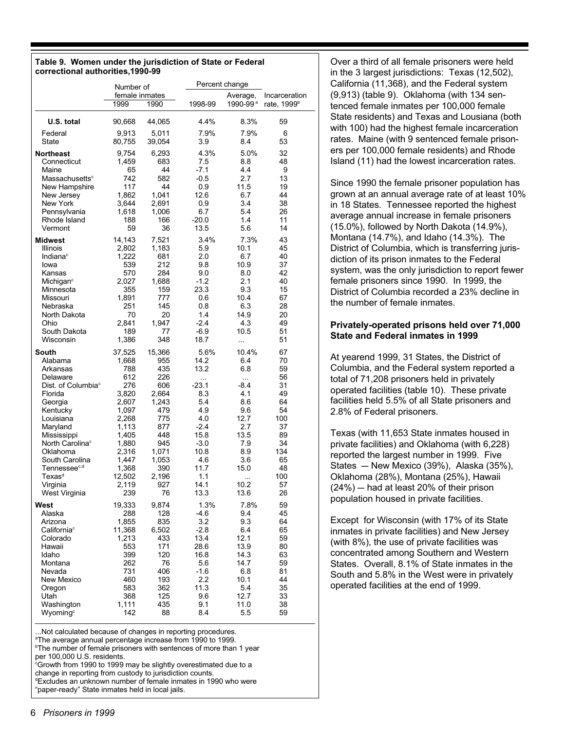**Table 9. Women under the jurisdiction of State or Federal correctional authorities,1990-99**

| | Number of female inmates | | Percent change | | |
|---|---|---|---|---|---|
| | 1999 | 1990 | 1998-99 | Average, 1990-99[a] | Incarceration rate, 1999[b] |
| **U.S. total** | 90,668 | 44,065 | 4.4% | 8.3% | 59 |
| Federal | 9,913 | 5,011 | 7.9% | 7.9% | 6 |
| State | 80,755 | 39,054 | 3.9 | 8.4 | 53 |
| **Northeast** | 9,754 | 6,293 | 4.3% | 5.0% | 32 |
| Connecticut | 1,459 | 683 | 7.5 | 8.8 | 48 |
| Maine | 65 | 44 | -7.1 | 4.4 | 9 |
| Massachusetts[c] | 742 | 582 | -0.5 | 2.7 | 13 |
| New Hampshire | 117 | 44 | 0.9 | 11.5 | 19 |
| New Jersey | 1,862 | 1,041 | 12.6 | 6.7 | 44 |
| New York | 3,644 | 2,691 | 0.9 | 3.4 | 38 |
| Pennsylvania | 1,618 | 1,006 | 6.7 | 5.4 | 26 |
| Rhode Island | 188 | 166 | -20.0 | 1.4 | 11 |
| Vermont | 59 | 36 | 13.5 | 5.6 | 14 |
| **Midwest** | 14,143 | 7,521 | 3.4% | 7.3% | 43 |
| Illinois | 2,802 | 1,183 | 5.9 | 10.1 | 45 |
| Indiana[c] | 1,222 | 681 | 2.0 | 6.7 | 40 |
| Iowa | 539 | 212 | 9.8 | 10.9 | 37 |
| Kansas | 570 | 284 | 9.0 | 8.0 | 42 |
| Michigan[c] | 2,027 | 1,688 | -1.2 | 2.1 | 40 |
| Minnesota | 355 | 159 | 23.3 | 9.3 | 15 |
| Missouri | 1,891 | 777 | 0.6 | 10.4 | 67 |
| Nebraska | 251 | 145 | 0.8 | 6.3 | 28 |
| North Dakota | 70 | 20 | 1.4 | 14.9 | 20 |
| Ohio | 2,841 | 1,947 | -2.4 | 4.3 | 49 |
| South Dakota | 189 | 77 | -6.9 | 10.5 | 51 |
| Wisconsin | 1,386 | 348 | 18.7 | ... | 51 |
| **South** | 37,525 | 15,366 | 5.6% | 10.4% | 67 |
| Alabama | 1,668 | 955 | 14.2 | 6.4 | 70 |
| Arkansas | 788 | 435 | 13.2 | 6.8 | 59 |
| Delaware | 612 | 226 | ... | ... | 56 |
| Dist. of Columbia[c] | 276 | 606 | -23.1 | -8.4 | 31 |
| Florida | 3,820 | 2,664 | 8.3 | 4.1 | 49 |
| Georgia | 2,607 | 1,243 | 5.4 | 8.6 | 64 |
| Kentucky | 1,097 | 479 | 4.9 | 9.6 | 54 |
| Louisiana | 2,268 | 775 | 4.0 | 12.7 | 100 |
| Maryland | 1,113 | 877 | -2.4 | 2.7 | 37 |
| Mississippi | 1,405 | 448 | 15.8 | 13.5 | 89 |
| North Carolina[c] | 1,880 | 945 | -3.0 | 7.9 | 34 |
| Oklahoma | 2,316 | 1,071 | 10.8 | 8.9 | 134 |
| South Carolina | 1,447 | 1,053 | 4.6 | 3.6 | 65 |
| Tennessee[c,d] | 1,368 | 390 | 11.7 | 15.0 | 48 |
| Texas[d] | 12,502 | 2,196 | 1.1 | ... | 100 |
| Virginia | 2,119 | 927 | 14.1 | 10.2 | 57 |
| West Virginia | 239 | 76 | 13.3 | 13.6 | 26 |
| **West** | 19,333 | 9,874 | 1.3% | 7.8% | 59 |
| Alaska | 288 | 128 | -4.6 | 9.4 | 45 |
| Arizona | 1,855 | 835 | 3.2 | 9.3 | 64 |
| California[c] | 11,368 | 6,502 | -2.8 | 6.4 | 65 |
| Colorado | 1,213 | 433 | 13.4 | 12.1 | 59 |
| Hawaii | 553 | 171 | 28.6 | 13.9 | 80 |
| Idaho | 399 | 120 | 16.8 | 14.3 | 63 |
| Montana | 262 | 76 | 5.6 | 14.7 | 59 |
| Nevada | 731 | 406 | -1.6 | 6.8 | 81 |
| New Mexico | 460 | 193 | 2.2 | 10.1 | 44 |
| Oregon | 583 | 362 | 11.3 | 5.4 | 35 |
| Utah | 368 | 125 | 9.6 | 12.7 | 33 |
| Washington | 1,111 | 435 | 9.1 | 11.0 | 38 |
| Wyoming[c] | 142 | 88 | 8.4 | 5.5 | 59 |

...Not calculated because of changes in reporting procedures.
[a]The average annual percentage increase from 1990 to 1999.
[b]The number of female prisoners with sentences of more than 1 year per 100,000 U.S. residents.
[c]Growth from 1990 to 1999 may be slightly overestimated due to a change in reporting from custody to jurisdiction counts.
[d]Excludes an unknown number of female inmates in 1990 who were "paper-ready" State inmates held in local jails.

Over a third of all female prisoners were held in the 3 largest jurisdictions: Texas (12,502), California (11,368), and the Federal system (9,913) (table 9). Oklahoma (with 134 sentenced female inmates per 100,000 female State residents) and Texas and Lousiana (both with 100) had the highest female incarceration rates. Maine (with 9 sentenced female prisoners per 100,000 female residents) and Rhode Island (11) had the lowest incarceration rates.

Since 1990 the female prisoner population has grown at an annual average rate of at least 10% in 18 States. Tennessee reported the highest average annual increase in female prisoners (15.0%), followed by North Dakota (14.9%), Montana (14.7%), and Idaho (14.3%). The District of Columbia, which is transferring jurisdiction of its prison inmates to the Federal system, was the only jurisdiction to report fewer female prisoners since 1990. In 1999, the District of Columbia recorded a 23% decline in the number of female inmates.

**Privately-operated prisons held over 71,000 State and Federal inmates in 1999**

At yearend 1999, 31 States, the District of Columbia, and the Federal system reported a total of 71,208 prisoners held in privately operated facilities (table 10). These private facilities held 5.5% of all State prisoners and 2.8% of Federal prisoners.

Texas (with 11,653 State inmates housed in private facilities) and Oklahoma (with 6,228) reported the largest number in 1999. Five States — New Mexico (39%), Alaska (35%), Oklahoma (28%), Montana (25%), Hawaii (24%) — had at least 20% of their prison population housed in private facilities.

Except for Wisconsin (with 17% of its State inmates in private facilities) and New Jersey (with 8%), the use of private facilities was concentrated among Southern and Western States. Overall, 8.1% of State inmates in the South and 5.8% in the West were in privately operated facilities at the end of 1999.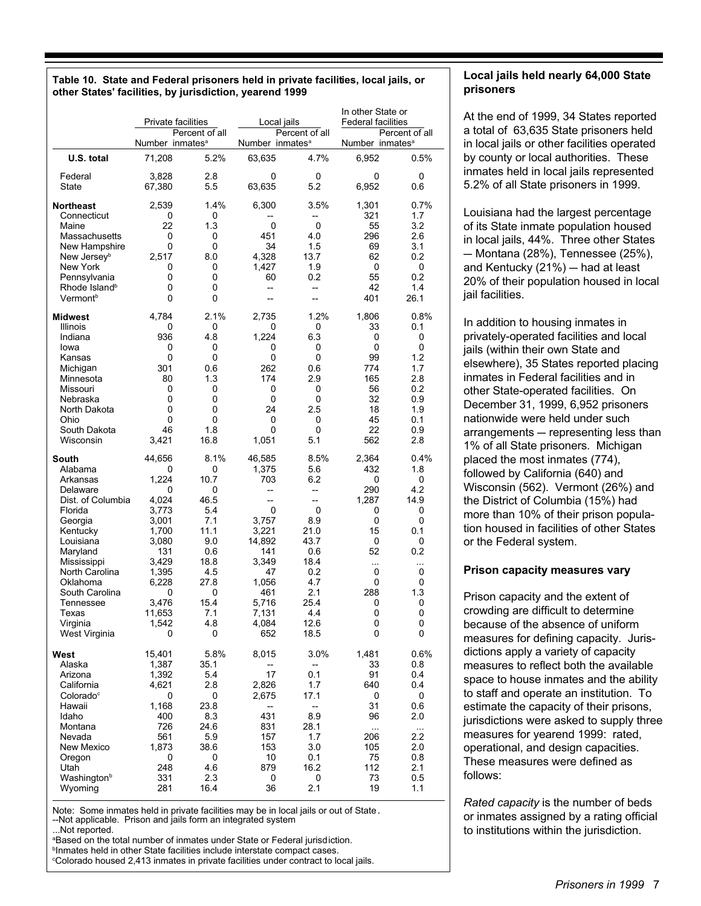**Table 10. State and Federal prisoners held in private facilities, local jails, or other States' facilities, by jurisdiction, yearend 1999**

| | Private facilities | | Local jails | | In other State or Federal facilities | |
|---|---|---|---|---|---|---|
| | Number | Percent of all inmates[a] | Number | Percent of all inmates[a] | Number | Percent of all inmates[a] |
| **U.S. total** | 71,208 | 5.2% | 63,635 | 4.7% | 6,952 | 0.5% |
| Federal | 3,828 | 2.8 | 0 | 0 | 0 | 0 |
| State | 67,380 | 5.5 | 63,635 | 5.2 | 6,952 | 0.6 |
| **Northeast** | 2,539 | 1.4% | 6,300 | 3.5% | 1,301 | 0.7% |
| Connecticut | 0 | 0 | -- | -- | 321 | 1.7 |
| Maine | 22 | 1.3 | 0 | 0 | 55 | 3.2 |
| Massachusetts | 0 | 0 | 451 | 4.0 | 296 | 2.6 |
| New Hampshire | 0 | 0 | 34 | 1.5 | 69 | 3.1 |
| New Jersey[b] | 2,517 | 8.0 | 4,328 | 13.7 | 62 | 0.2 |
| New York | 0 | 0 | 1,427 | 1.9 | 0 | 0 |
| Pennsylvania | 0 | 0 | 60 | 0.2 | 55 | 0.2 |
| Rhode Island[b] | 0 | 0 | -- | -- | 42 | 1.4 |
| Vermont[b] | 0 | 0 | -- | -- | 401 | 26.1 |
| **Midwest** | 4,784 | 2.1% | 2,735 | 1.2% | 1,806 | 0.8% |
| Illinois | 0 | 0 | 0 | 0 | 33 | 0.1 |
| Indiana | 936 | 4.8 | 1,224 | 6.3 | 0 | 0 |
| Iowa | 0 | 0 | 0 | 0 | 0 | 0 |
| Kansas | 0 | 0 | 0 | 0 | 99 | 1.2 |
| Michigan | 301 | 0.6 | 262 | 0.6 | 774 | 1.7 |
| Minnesota | 80 | 1.3 | 174 | 2.9 | 165 | 2.8 |
| Missouri | 0 | 0 | 0 | 0 | 56 | 0.2 |
| Nebraska | 0 | 0 | 0 | 0 | 32 | 0.9 |
| North Dakota | 0 | 0 | 24 | 2.5 | 18 | 1.9 |
| Ohio | 0 | 0 | 0 | 0 | 45 | 0.1 |
| South Dakota | 46 | 1.8 | 0 | 0 | 22 | 0.9 |
| Wisconsin | 3,421 | 16.8 | 1,051 | 5.1 | 562 | 2.8 |
| **South** | 44,656 | 8.1% | 46,585 | 8.5% | 2,364 | 0.4% |
| Alabama | 0 | 0 | 1,375 | 5.6 | 432 | 1.8 |
| Arkansas | 1,224 | 10.7 | 703 | 6.2 | 0 | 0 |
| Delaware | 0 | 0 | -- | -- | 290 | 4.2 |
| Dist. of Columbia | 4,024 | 46.5 | -- | -- | 1,287 | 14.9 |
| Florida | 3,773 | 5.4 | 0 | 0 | 0 | 0 |
| Georgia | 3,001 | 7.1 | 3,757 | 8.9 | 0 | 0 |
| Kentucky | 1,700 | 11.1 | 3,221 | 21.0 | 15 | 0.1 |
| Louisiana | 3,080 | 9.0 | 14,892 | 43.7 | 0 | 0 |
| Maryland | 131 | 0.6 | 141 | 0.6 | 52 | 0.2 |
| Mississippi | 3,429 | 18.8 | 3,349 | 18.4 | ... | ... |
| North Carolina | 1,395 | 4.5 | 47 | 0.2 | 0 | 0 |
| Oklahoma | 6,228 | 27.8 | 1,056 | 4.7 | 0 | 0 |
| South Carolina | 0 | 0 | 461 | 2.1 | 288 | 1.3 |
| Tennessee | 3,476 | 15.4 | 5,716 | 25.4 | 0 | 0 |
| Texas | 11,653 | 7.1 | 7,131 | 4.4 | 0 | 0 |
| Virginia | 1,542 | 4.8 | 4,084 | 12.6 | 0 | 0 |
| West Virginia | 0 | 0 | 652 | 18.5 | 0 | 0 |
| **West** | 15,401 | 5.8% | 8,015 | 3.0% | 1,481 | 0.6% |
| Alaska | 1,387 | 35.1 | -- | -- | 33 | 0.8 |
| Arizona | 1,392 | 5.4 | 17 | 0.1 | 91 | 0.4 |
| California | 4,621 | 2.8 | 2,826 | 1.7 | 640 | 0.4 |
| Colorado[c] | 0 | 0 | 2,675 | 17.1 | 0 | 0 |
| Hawaii | 1,168 | 23.8 | -- | -- | 31 | 0.6 |
| Idaho | 400 | 8.3 | 431 | 8.9 | 96 | 2.0 |
| Montana | 726 | 24.6 | 831 | 28.1 | ... | ... |
| Nevada | 561 | 5.9 | 157 | 1.7 | 206 | 2.2 |
| New Mexico | 1,873 | 38.6 | 153 | 3.0 | 105 | 2.0 |
| Oregon | 0 | 0 | 10 | 0.1 | 75 | 0.8 |
| Utah | 248 | 4.6 | 879 | 16.2 | 112 | 2.1 |
| Washington[b] | 331 | 2.3 | 0 | 0 | 73 | 0.5 |
| Wyoming | 281 | 16.4 | 36 | 2.1 | 19 | 1.1 |

Note: Some inmates held in private facilities may be in local jails or out of State.
--Not applicable. Prison and jails form an integrated system
...Not reported.
[a]Based on the total number of inmates under State or Federal jurisdiction.
[b]Inmates held in other State facilities include interstate compact cases.
[c]Colorado housed 2,413 inmates in private facilities under contract to local jails.

### Local jails held nearly 64,000 State prisoners

At the end of 1999, 34 States reported a total of 63,635 State prisoners held in local jails or other facilities operated by county or local authorities. These inmates held in local jails represented 5.2% of all State prisoners in 1999.

Louisiana had the largest percentage of its State inmate population housed in local jails, 44%. Three other States — Montana (28%), Tennessee (25%), and Kentucky (21%) — had at least 20% of their population housed in local jail facilities.

In addition to housing inmates in privately-operated facilities and local jails (within their own State and elsewhere), 35 States reported placing inmates in Federal facilities and in other State-operated facilities. On December 31, 1999, 6,952 prisoners nationwide were held under such arrangements — representing less than 1% of all State prisoners. Michigan placed the most inmates (774), followed by California (640) and Wisconsin (562). Vermont (26%) and the District of Columbia (15%) had more than 10% of their prison population housed in facilities of other States or the Federal system.

### Prison capacity measures vary

Prison capacity and the extent of crowding are difficult to determine because of the absence of uniform measures for defining capacity. Jurisdictions apply a variety of capacity measures to reflect both the available space to house inmates and the ability to staff and operate an institution. To estimate the capacity of their prisons, jurisdictions were asked to supply three measures for yearend 1999: rated, operational, and design capacities. These measures were defined as follows:

*Rated capacity* is the number of beds or inmates assigned by a rating official to institutions within the jurisdiction.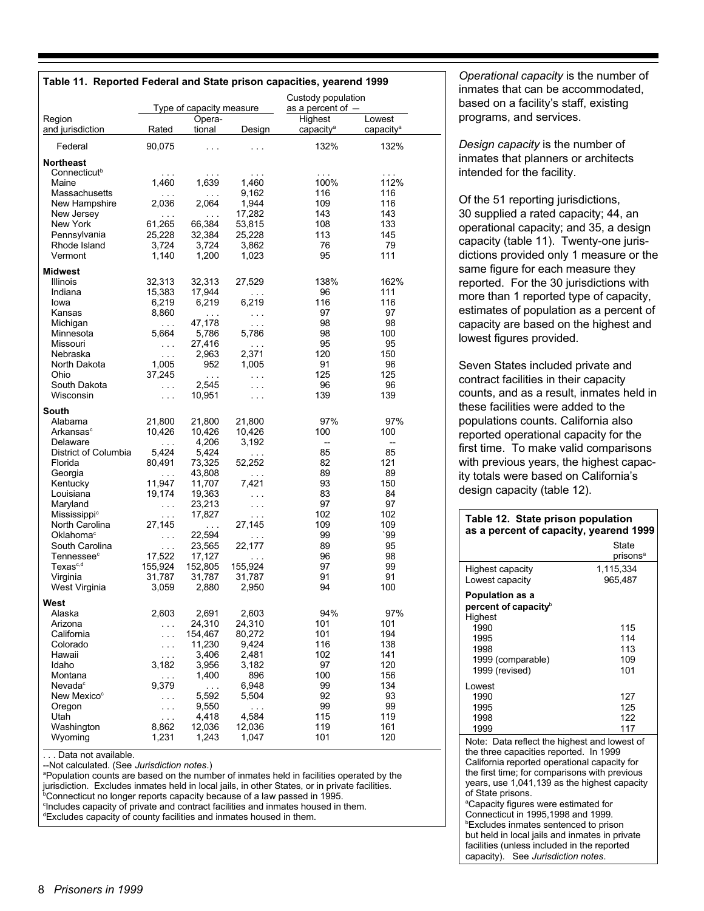**Table 11. Reported Federal and State prison capacities, yearend 1999**

| Region and jurisdiction | Type of capacity measure | | | Custody population as a percent of — | |
|---|---|---|---|---|---|
| | Rated | Operational | Design | Highest capacity[a] | Lowest capacity[a] |
| Federal | 90,075 | . . . | . . . | 132% | 132% |
| **Northeast** | | | | | |
| Connecticut[b] | . . . | . . . | . . . | . . . | . . . |
| Maine | 1,460 | 1,639 | 1,460 | 100% | 112% |
| Massachusetts | . . . | . . . | 9,162 | 116 | 116 |
| New Hampshire | 2,036 | 2,064 | 1,944 | 109 | 116 |
| New Jersey | . . . | . . . | 17,282 | 143 | 143 |
| New York | 61,265 | 66,384 | 53,815 | 108 | 133 |
| Pennsylvania | 25,228 | 32,384 | 25,228 | 113 | 145 |
| Rhode Island | 3,724 | 3,724 | 3,862 | 76 | 79 |
| Vermont | 1,140 | 1,200 | 1,023 | 95 | 111 |
| **Midwest** | | | | | |
| Illinois | 32,313 | 32,313 | 27,529 | 138% | 162% |
| Indiana | 15,383 | 17,944 | . . . | 96 | 111 |
| Iowa | 6,219 | 6,219 | 6,219 | 116 | 116 |
| Kansas | 8,860 | . . . | . . . | 97 | 97 |
| Michigan | . . . | 47,178 | . . . | 98 | 98 |
| Minnesota | 5,664 | 5,786 | 5,786 | 98 | 100 |
| Missouri | . . . | 27,416 | . . . | 95 | 95 |
| Nebraska | . . . | 2,963 | 2,371 | 120 | 150 |
| North Dakota | 1,005 | 952 | 1,005 | 91 | 96 |
| Ohio | 37,245 | . . . | . . . | 125 | 125 |
| South Dakota | . . . | 2,545 | . . . | 96 | 96 |
| Wisconsin | . . . | 10,951 | . . . | 139 | 139 |
| **South** | | | | | |
| Alabama | 21,800 | 21,800 | 21,800 | 97% | 97% |
| Arkansas[c] | 10,426 | 10,426 | 10,426 | 100 | 100 |
| Delaware | . . . | 4,206 | 3,192 | -- | -- |
| District of Columbia | 5,424 | 5,424 | . . . | 85 | 85 |
| Florida | 80,491 | 73,325 | 52,252 | 82 | 121 |
| Georgia | . . . | 43,808 | . . . | 89 | 89 |
| Kentucky | 11,947 | 11,707 | 7,421 | 93 | 150 |
| Louisiana | 19,174 | 19,363 | . . . | 83 | 84 |
| Maryland | . . . | 23,213 | . . . | 97 | 97 |
| Mississippi[c] | . . . | 17,827 | . . . | 102 | 102 |
| North Carolina | 27,145 | . . . | 27,145 | 109 | 109 |
| Oklahoma[c] | . . . | 22,594 | . . . | 99 | `99 |
| South Carolina | . . . | 23,565 | 22,177 | 89 | 95 |
| Tennessee[c] | 17,522 | 17,127 | . . . | 96 | 98 |
| Texas[c,d] | 155,924 | 152,805 | 155,924 | 97 | 99 |
| Virginia | 31,787 | 31,787 | 31,787 | 91 | 91 |
| West Virginia | 3,059 | 2,880 | 2,950 | 94 | 100 |
| **West** | | | | | |
| Alaska | 2,603 | 2,691 | 2,603 | 94% | 97% |
| Arizona | . . . | 24,310 | 24,310 | 101 | 101 |
| California | . . . | 154,467 | 80,272 | 101 | 194 |
| Colorado | . . . | 11,230 | 9,424 | 116 | 138 |
| Hawaii | . . . | 3,406 | 2,481 | 102 | 141 |
| Idaho | 3,182 | 3,956 | 3,182 | 97 | 120 |
| Montana | . . . | 1,400 | 896 | 100 | 156 |
| Nevada[c] | 9,379 | . . . | 6,948 | 99 | 134 |
| New Mexico[c] | . . . | 5,592 | 5,504 | 92 | 93 |
| Oregon | . . . | 9,550 | . . . | 99 | 99 |
| Utah | . . . | 4,418 | 4,584 | 115 | 119 |
| Washington | 8,862 | 12,036 | 12,036 | 119 | 161 |
| Wyoming | 1,231 | 1,243 | 1,047 | 101 | 120 |

. . . Data not available.
--Not calculated. (See *Jurisdiction notes*.)
[a]Population counts are based on the number of inmates held in facilities operated by the jurisdiction. Excludes inmates held in local jails, in other States, or in private facilities.
[b]Connecticut no longer reports capacity because of a law passed in 1995.
[c]Includes capacity of private and contract facilities and inmates housed in them.
[d]Excludes capacity of county facilities and inmates housed in them.

*Operational capacity* is the number of inmates that can be accommodated, based on a facility's staff, existing programs, and services.

*Design capacity* is the number of inmates that planners or architects intended for the facility.

Of the 51 reporting jurisdictions, 30 supplied a rated capacity; 44, an operational capacity; and 35, a design capacity (table 11). Twenty-one jurisdictions provided only 1 measure or the same figure for each measure they reported. For the 30 jurisdictions with more than 1 reported type of capacity, estimates of population as a percent of capacity are based on the highest and lowest figures provided.

Seven States included private and contract facilities in their capacity counts, and as a result, inmates held in these facilities were added to the populations counts. California also reported operational capacity for the first time. To make valid comparisons with previous years, the highest capacity totals were based on California's design capacity (table 12).

**Table 12. State prison population as a percent of capacity, yearend 1999**

| | State prisons[a] |
|---|---|
| Highest capacity | 1,115,334 |
| Lowest capacity | 965,487 |
| **Population as a percent of capacity**[b] | |
| Highest | |
| 1990 | 115 |
| 1995 | 114 |
| 1998 | 113 |
| 1999 (comparable) | 109 |
| 1999 (revised) | 101 |
| Lowest | |
| 1990 | 127 |
| 1995 | 125 |
| 1998 | 122 |
| 1999 | 117 |

Note: Data reflect the highest and lowest of the three capacities reported. In 1999 California reported operational capacity for the first time; for comparisons with previous years, use 1,041,139 as the highest capacity of State prisons.
[a]Capacity figures were estimated for Connecticut in 1995,1998 and 1999.
[b]Excludes inmates sentenced to prison but held in local jails and inmates in private facilities (unless included in the reported capacity). See *Jurisdiction notes*.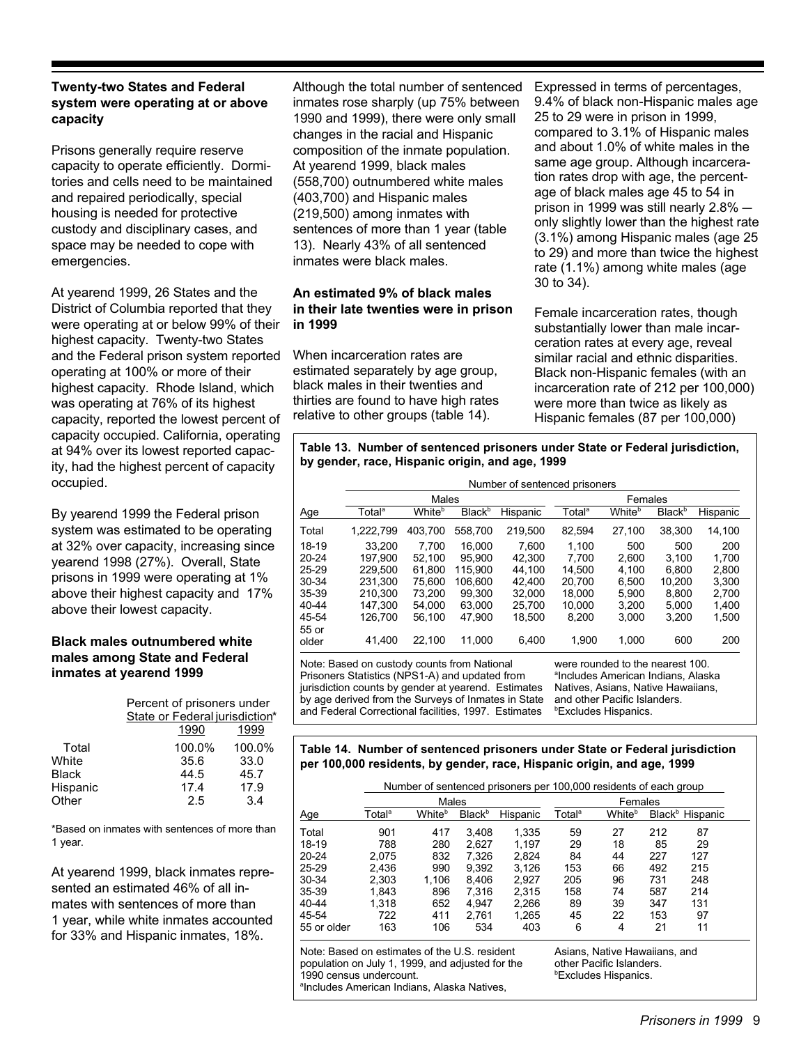**Twenty-two States and Federal system were operating at or above capacity**

Prisons generally require reserve capacity to operate efficiently. Dormitories and cells need to be maintained and repaired periodically, special housing is needed for protective custody and disciplinary cases, and space may be needed to cope with emergencies.

At yearend 1999, 26 States and the District of Columbia reported that they were operating at or below 99% of their highest capacity. Twenty-two States and the Federal prison system reported operating at 100% or more of their highest capacity. Rhode Island, which was operating at 76% of its highest capacity, reported the lowest percent of capacity occupied. California, operating at 94% over its lowest reported capacity, had the highest percent of capacity occupied.

By yearend 1999 the Federal prison system was estimated to be operating at 32% over capacity, increasing since yearend 1998 (27%). Overall, State prisons in 1999 were operating at 1% above their highest capacity and 17% above their lowest capacity.

**Black males outnumbered white males among State and Federal inmates at yearend 1999**

| | Percent of prisoners under State or Federal jurisdiction* | |
|---|---|---|
| | 1990 | 1999 |
| Total | 100.0% | 100.0% |
| White | 35.6 | 33.0 |
| Black | 44.5 | 45.7 |
| Hispanic | 17.4 | 17.9 |
| Other | 2.5 | 3.4 |

*Based on inmates with sentences of more than 1 year.

At yearend 1999, black inmates represented an estimated 46% of all inmates with sentences of more than 1 year, while white inmates accounted for 33% and Hispanic inmates, 18%.

Although the total number of sentenced inmates rose sharply (up 75% between 1990 and 1999), there were only small changes in the racial and Hispanic composition of the inmate population. At yearend 1999, black males (558,700) outnumbered white males (403,700) and Hispanic males (219,500) among inmates with sentences of more than 1 year (table 13). Nearly 43% of all sentenced inmates were black males.

**An estimated 9% of black males in their late twenties were in prison in 1999**

When incarceration rates are estimated separately by age group, black males in their twenties and thirties are found to have high rates relative to other groups (table 14).

Expressed in terms of percentages, 9.4% of black non-Hispanic males age 25 to 29 were in prison in 1999, compared to 3.1% of Hispanic males and about 1.0% of white males in the same age group. Although incarceration rates drop with age, the percentage of black males age 45 to 54 in prison in 1999 was still nearly 2.8% — only slightly lower than the highest rate (3.1%) among Hispanic males (age 25 to 29) and more than twice the highest rate (1.1%) among white males (age 30 to 34).

Female incarceration rates, though substantially lower than male incarceration rates at every age, reveal similar racial and ethnic disparities. Black non-Hispanic females (with an incarceration rate of 212 per 100,000) were more than twice as likely as Hispanic females (87 per 100,000)

**Table 13. Number of sentenced prisoners under State or Federal jurisdiction, by gender, race, Hispanic origin, and age, 1999**

| | Number of sentenced prisoners | | | | | | | |
|---|---|---|---|---|---|---|---|---|
| | Males | | | | Females | | | |
| Age | Total[a] | White[b] | Black[b] | Hispanic | Total[a] | White[b] | Black[b] | Hispanic |
| Total | 1,222,799 | 403,700 | 558,700 | 219,500 | 82,594 | 27,100 | 38,300 | 14,100 |
| 18-19 | 33,200 | 7,700 | 16,000 | 7,600 | 1,100 | 500 | 500 | 200 |
| 20-24 | 197,900 | 52,100 | 95,900 | 42,300 | 7,700 | 2,600 | 3,100 | 1,700 |
| 25-29 | 229,500 | 61,800 | 115,900 | 44,100 | 14,500 | 4,100 | 6,800 | 2,800 |
| 30-34 | 231,300 | 75,600 | 106,600 | 42,400 | 20,700 | 6,500 | 10,200 | 3,300 |
| 35-39 | 210,300 | 73,200 | 99,300 | 32,000 | 18,000 | 5,900 | 8,800 | 2,700 |
| 40-44 | 147,300 | 54,000 | 63,000 | 25,700 | 10,000 | 3,200 | 5,000 | 1,400 |
| 45-54 | 126,700 | 56,100 | 47,900 | 18,500 | 8,200 | 3,000 | 3,200 | 1,500 |
| 55 or older | 41,400 | 22,100 | 11,000 | 6,400 | 1,900 | 1,000 | 600 | 200 |

Note: Based on custody counts from National Prisoners Statistics (NPS1-A) and updated from jurisdiction counts by gender at yearend. Estimates by age derived from the Surveys of Inmates in State and Federal Correctional facilities, 1997. Estimates were rounded to the nearest 100.
[a]Includes American Indians, Alaska Natives, Asians, Native Hawaiians, and other Pacific Islanders.
[b]Excludes Hispanics.

**Table 14. Number of sentenced prisoners under State or Federal jurisdiction per 100,000 residents, by gender, race, Hispanic origin, and age, 1999**

| | Number of sentenced prisoners per 100,000 residents of each group | | | | | | | |
|---|---|---|---|---|---|---|---|---|
| | Males | | | | Females | | | |
| Age | Total[a] | White[b] | Black[b] | Hispanic | Total[a] | White[b] | Black[b] | Hispanic |
| Total | 901 | 417 | 3,408 | 1,335 | 59 | 27 | 212 | 87 |
| 18-19 | 788 | 280 | 2,627 | 1,197 | 29 | 18 | 85 | 29 |
| 20-24 | 2,075 | 832 | 7,326 | 2,824 | 84 | 44 | 227 | 127 |
| 25-29 | 2,436 | 990 | 9,392 | 3,126 | 153 | 66 | 492 | 215 |
| 30-34 | 2,303 | 1,106 | 8,406 | 2,927 | 205 | 96 | 731 | 248 |
| 35-39 | 1,843 | 896 | 7,316 | 2,315 | 158 | 74 | 587 | 214 |
| 40-44 | 1,318 | 652 | 4,947 | 2,266 | 89 | 39 | 347 | 131 |
| 45-54 | 722 | 411 | 2,761 | 1,265 | 45 | 22 | 153 | 97 |
| 55 or older | 163 | 106 | 534 | 403 | 6 | 4 | 21 | 11 |

Note: Based on estimates of the U.S. resident population on July 1, 1999, and adjusted for the 1990 census undercount.
[a]Includes American Indians, Alaska Natives, Asians, Native Hawaiians, and other Pacific Islanders.
[b]Excludes Hispanics.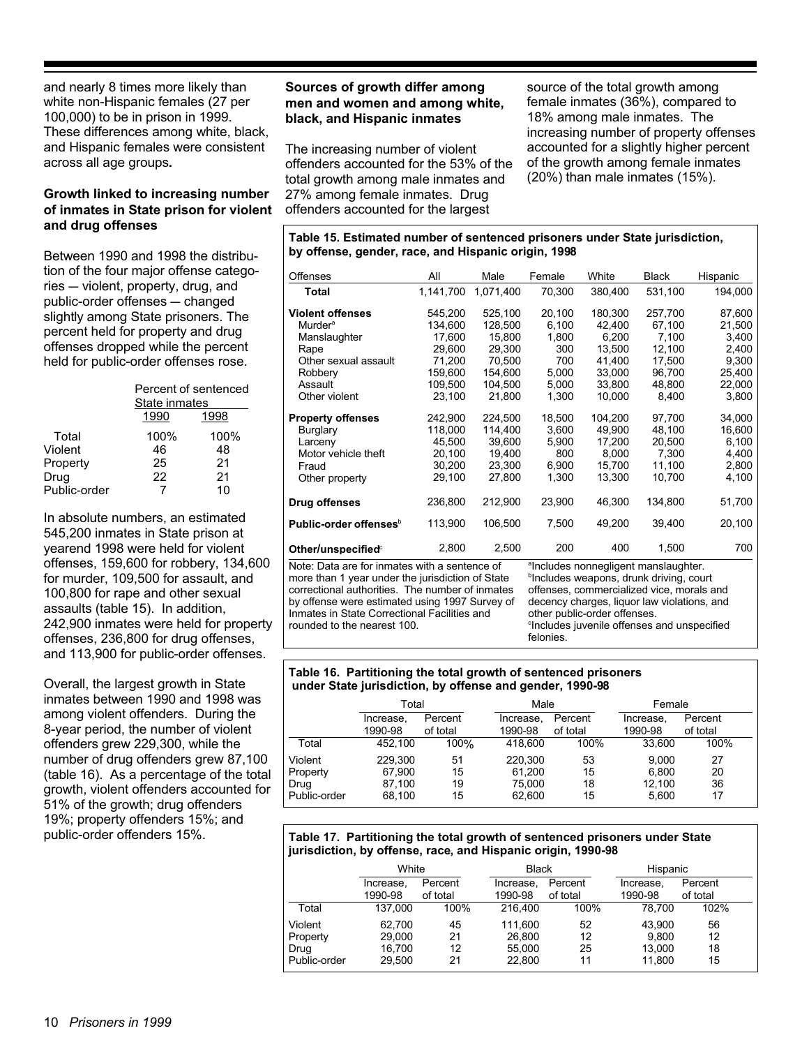and nearly 8 times more likely than white non-Hispanic females (27 per 100,000) to be in prison in 1999. These differences among white, black, and Hispanic females were consistent across all age groups.

### Growth linked to increasing number of inmates in State prison for violent and drug offenses

Between 1990 and 1998 the distribution of the four major offense categories — violent, property, drug, and public-order offenses — changed slightly among State prisoners. The percent held for property and drug offenses dropped while the percent held for public-order offenses rose.

| | Percent of sentenced State inmates | |
|---|---|---|
| | 1990 | 1998 |
| Total | 100% | 100% |
| Violent | 46 | 48 |
| Property | 25 | 21 |
| Drug | 22 | 21 |
| Public-order | 7 | 10 |

In absolute numbers, an estimated 545,200 inmates in State prison at yearend 1998 were held for violent offenses, 159,600 for robbery, 134,600 for murder, 109,500 for assault, and 100,800 for rape and other sexual assaults (table 15). In addition, 242,900 inmates were held for property offenses, 236,800 for drug offenses, and 113,900 for public-order offenses.

Overall, the largest growth in State inmates between 1990 and 1998 was among violent offenders. During the 8-year period, the number of violent offenders grew 229,300, while the number of drug offenders grew 87,100 (table 16). As a percentage of the total growth, violent offenders accounted for 51% of the growth; drug offenders 19%; property offenders 15%; and public-order offenders 15%.

### Sources of growth differ among men and women and among white, black, and Hispanic inmates

The increasing number of violent offenders accounted for the 53% of the total growth among male inmates and 27% among female inmates. Drug offenders accounted for the largest source of the total growth among female inmates (36%), compared to 18% among male inmates. The increasing number of property offenses accounted for a slightly higher percent of the growth among female inmates (20%) than male inmates (15%).

**Table 15. Estimated number of sentenced prisoners under State jurisdiction, by offense, gender, race, and Hispanic origin, 1998**

| Offenses | All | Male | Female | White | Black | Hispanic |
|---|---|---|---|---|---|---|
| **Total** | 1,141,700 | 1,071,400 | 70,300 | 380,400 | 531,100 | 194,000 |
| **Violent offenses** | 545,200 | 525,100 | 20,100 | 180,300 | 257,700 | 87,600 |
| Murder[a] | 134,600 | 128,500 | 6,100 | 42,400 | 67,100 | 21,500 |
| Manslaughter | 17,600 | 15,800 | 1,800 | 6,200 | 7,100 | 3,400 |
| Rape | 29,600 | 29,300 | 300 | 13,500 | 12,100 | 2,400 |
| Other sexual assault | 71,200 | 70,500 | 700 | 41,400 | 17,500 | 9,300 |
| Robbery | 159,600 | 154,600 | 5,000 | 33,000 | 96,700 | 25,400 |
| Assault | 109,500 | 104,500 | 5,000 | 33,800 | 48,800 | 22,000 |
| Other violent | 23,100 | 21,800 | 1,300 | 10,000 | 8,400 | 3,800 |
| **Property offenses** | 242,900 | 224,500 | 18,500 | 104,200 | 97,700 | 34,000 |
| Burglary | 118,000 | 114,400 | 3,600 | 49,900 | 48,100 | 16,600 |
| Larceny | 45,500 | 39,600 | 5,900 | 17,200 | 20,500 | 6,100 |
| Motor vehicle theft | 20,100 | 19,400 | 800 | 8,000 | 7,300 | 4,400 |
| Fraud | 30,200 | 23,300 | 6,900 | 15,700 | 11,100 | 2,800 |
| Other property | 29,100 | 27,800 | 1,300 | 13,300 | 10,700 | 4,100 |
| **Drug offenses** | 236,800 | 212,900 | 23,900 | 46,300 | 134,800 | 51,700 |
| **Public-order offenses**[b] | 113,900 | 106,500 | 7,500 | 49,200 | 39,400 | 20,100 |
| **Other/unspecified**[c] | 2,800 | 2,500 | 200 | 400 | 1,500 | 700 |

Note: Data are for inmates with a sentence of more than 1 year under the jurisdiction of State correctional authorities. The number of inmates by offense were estimated using 1997 Survey of Inmates in State Correctional Facilities and rounded to the nearest 100.

[a]Includes nonnegligent manslaughter.
[b]Includes weapons, drunk driving, court offenses, commercialized vice, morals and decency charges, liquor law violations, and other public-order offenses.
[c]Includes juvenile offenses and unspecified felonies.

**Table 16. Partitioning the total growth of sentenced prisoners under State jurisdiction, by offense and gender, 1990-98**

| | Total | | Male | | Female | |
|---|---|---|---|---|---|---|
| | Increase, 1990-98 | Percent of total | Increase, 1990-98 | Percent of total | Increase, 1990-98 | Percent of total |
| Total | 452,100 | 100% | 418,600 | 100% | 33,600 | 100% |
| Violent | 229,300 | 51 | 220,300 | 53 | 9,000 | 27 |
| Property | 67,900 | 15 | 61,200 | 15 | 6,800 | 20 |
| Drug | 87,100 | 19 | 75,000 | 18 | 12,100 | 36 |
| Public-order | 68,100 | 15 | 62,600 | 15 | 5,600 | 17 |

**Table 17. Partitioning the total growth of sentenced prisoners under State jurisdiction, by offense, race, and Hispanic origin, 1990-98**

| | White | | Black | | Hispanic | |
|---|---|---|---|---|---|---|
| | Increase, 1990-98 | Percent of total | Increase, 1990-98 | Percent of total | Increase, 1990-98 | Percent of total |
| Total | 137,000 | 100% | 216,400 | 100% | 78,700 | 102% |
| Violent | 62,700 | 45 | 111,600 | 52 | 43,900 | 56 |
| Property | 29,000 | 21 | 26,800 | 12 | 9,800 | 12 |
| Drug | 16,700 | 12 | 55,000 | 25 | 13,000 | 18 |
| Public-order | 29,500 | 21 | 22,800 | 11 | 11,800 | 15 |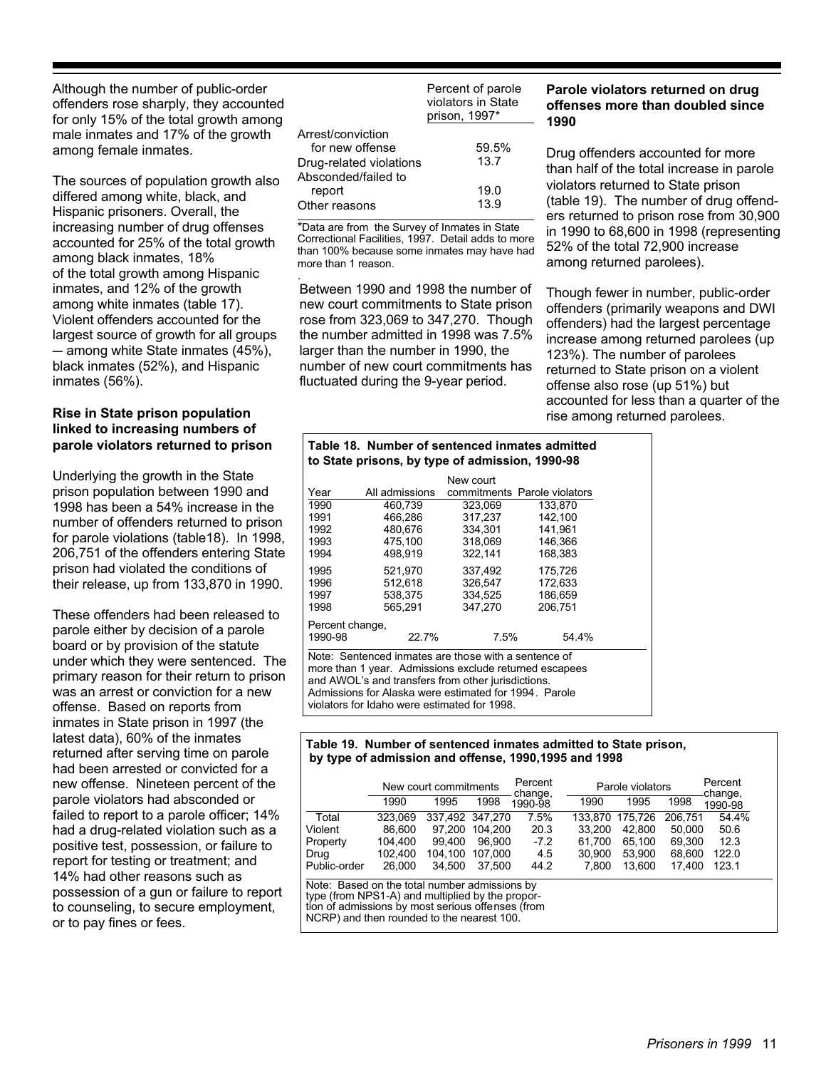Although the number of public-order offenders rose sharply, they accounted for only 15% of the total growth among male inmates and 17% of the growth among female inmates.

The sources of population growth also differed among white, black, and Hispanic prisoners. Overall, the increasing number of drug offenses accounted for 25% of the total growth among black inmates, 18% of the total growth among Hispanic inmates, and 12% of the growth among white inmates (table 17). Violent offenders accounted for the largest source of growth for all groups — among white State inmates (45%), black inmates (52%), and Hispanic inmates (56%).

### Rise in State prison population linked to increasing numbers of parole violators returned to prison

Underlying the growth in the State prison population between 1990 and 1998 has been a 54% increase in the number of offenders returned to prison for parole violations (table18). In 1998, 206,751 of the offenders entering State prison had violated the conditions of their release, up from 133,870 in 1990.

These offenders had been released to parole either by decision of a parole board or by provision of the statute under which they were sentenced. The primary reason for their return to prison was an arrest or conviction for a new offense. Based on reports from inmates in State prison in 1997 (the latest data), 60% of the inmates returned after serving time on parole had been arrested or convicted for a new offense. Nineteen percent of the parole violators had absconded or failed to report to a parole officer; 14% had a drug-related violation such as a positive test, possession, or failure to report for testing or treatment; and 14% had other reasons such as possession of a gun or failure to report to counseling, to secure employment, or to pay fines or fees.

| | Percent of parole violators in State prison, 1997* |
|---|---|
| Arrest/conviction for new offense | 59.5% |
| Drug-related violations | 13.7 |
| Absconded/failed to report | 19.0 |
| Other reasons | 13.9 |

*Data are from the Survey of Inmates in State Correctional Facilities, 1997. Detail adds to more than 100% because some inmates may have had more than 1 reason.

Between 1990 and 1998 the number of new court commitments to State prison rose from 323,069 to 347,270. Though the number admitted in 1998 was 7.5% larger than the number in 1990, the number of new court commitments has fluctuated during the 9-year period.

### Parole violators returned on drug offenses more than doubled since 1990

Drug offenders accounted for more than half of the total increase in parole violators returned to State prison (table 19). The number of drug offenders returned to prison rose from 30,900 in 1990 to 68,600 in 1998 (representing 52% of the total 72,900 increase among returned parolees).

Though fewer in number, public-order offenders (primarily weapons and DWI offenders) had the largest percentage increase among returned parolees (up 123%). The number of parolees returned to State prison on a violent offense also rose (up 51%) but accounted for less than a quarter of the rise among returned parolees.

**Table 18. Number of sentenced inmates admitted to State prisons, by type of admission, 1990-98**

| Year | All admissions | New court commitments | Parole violators |
|---|---|---|---|
| 1990 | 460,739 | 323,069 | 133,870 |
| 1991 | 466,286 | 317,237 | 142,100 |
| 1992 | 480,676 | 334,301 | 141,961 |
| 1993 | 475,100 | 318,069 | 146,366 |
| 1994 | 498,919 | 322,141 | 168,383 |
| 1995 | 521,970 | 337,492 | 175,726 |
| 1996 | 512,618 | 326,547 | 172,633 |
| 1997 | 538,375 | 334,525 | 186,659 |
| 1998 | 565,291 | 347,270 | 206,751 |
| Percent change, 1990-98 | 22.7% | 7.5% | 54.4% |

Note: Sentenced inmates are those with a sentence of more than 1 year. Admissions exclude returned escapees and AWOL's and transfers from other jurisdictions. Admissions for Alaska were estimated for 1994. Parole violators for Idaho were estimated for 1998.

**Table 19. Number of sentenced inmates admitted to State prison, by type of admission and offense, 1990,1995 and 1998**

| | New court commitments | | | Percent change, | Parole violators | | | Percent change, |
|---|---|---|---|---|---|---|---|---|
| | 1990 | 1995 | 1998 | 1990-98 | 1990 | 1995 | 1998 | 1990-98 |
| Total | 323,069 | 337,492 | 347,270 | 7.5% | 133,870 | 175,726 | 206,751 | 54.4% |
| Violent | 86,600 | 97,200 | 104,200 | 20.3 | 33,200 | 42,800 | 50,000 | 50.6 |
| Property | 104,400 | 99,400 | 96,900 | -7.2 | 61,700 | 65,100 | 69,300 | 12.3 |
| Drug | 102,400 | 104,100 | 107,000 | 4.5 | 30,900 | 53,900 | 68,600 | 122.0 |
| Public-order | 26,000 | 34,500 | 37,500 | 44.2 | 7,800 | 13,600 | 17,400 | 123.1 |

Note: Based on the total number admissions by type (from NPS1-A) and multiplied by the proportion of admissions by most serious offenses (from NCRP) and then rounded to the nearest 100.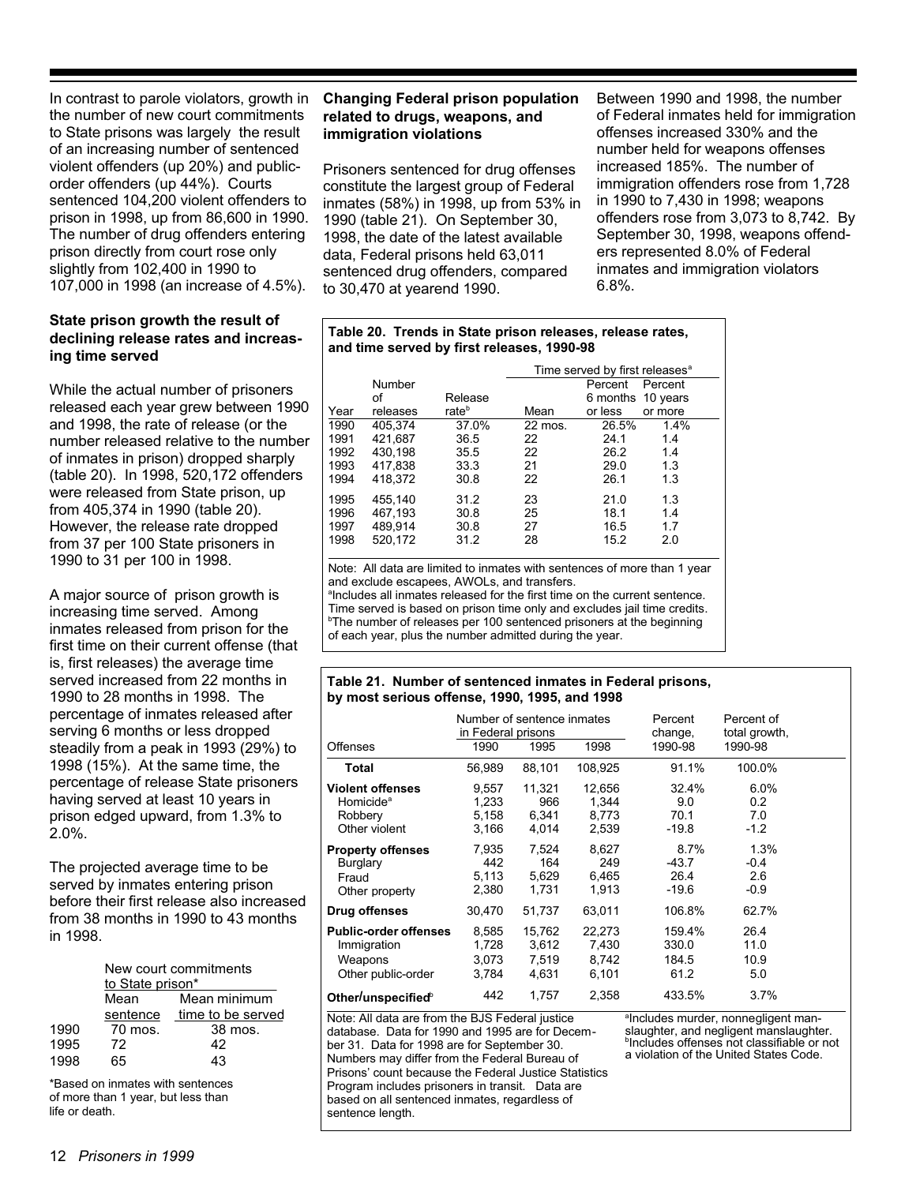In contrast to parole violators, growth in the number of new court commitments to State prisons was largely the result of an increasing number of sentenced violent offenders (up 20%) and public-order offenders (up 44%). Courts sentenced 104,200 violent offenders to prison in 1998, up from 86,600 in 1990. The number of drug offenders entering prison directly from court rose only slightly from 102,400 in 1990 to 107,000 in 1998 (an increase of 4.5%).

### State prison growth the result of declining release rates and increasing time served

While the actual number of prisoners released each year grew between 1990 and 1998, the rate of release (or the number released relative to the number of inmates in prison) dropped sharply (table 20). In 1998, 520,172 offenders were released from State prison, up from 405,374 in 1990 (table 20). However, the release rate dropped from 37 per 100 State prisoners in 1990 to 31 per 100 in 1998.

A major source of prison growth is increasing time served. Among inmates released from prison for the first time on their current offense (that is, first releases) the average time served increased from 22 months in 1990 to 28 months in 1998. The percentage of inmates released after serving 6 months or less dropped steadily from a peak in 1993 (29%) to 1998 (15%). At the same time, the percentage of release State prisoners having served at least 10 years in prison edged upward, from 1.3% to 2.0%.

The projected average time to be served by inmates entering prison before their first release also increased from 38 months in 1990 to 43 months in 1998.

| | New court commitments to State prison* | |
|---|---|---|
| | Mean sentence | Mean minimum time to be served |
| 1990 | 70 mos. | 38 mos. |
| 1995 | 72 | 42 |
| 1998 | 65 | 43 |

*Based on inmates with sentences of more than 1 year, but less than life or death.

### Changing Federal prison population related to drugs, weapons, and immigration violations

Prisoners sentenced for drug offenses constitute the largest group of Federal inmates (58%) in 1998, up from 53% in 1990 (table 21). On September 30, 1998, the date of the latest available data, Federal prisons held 63,011 sentenced drug offenders, compared to 30,470 at yearend 1990.

Between 1990 and 1998, the number of Federal inmates held for immigration offenses increased 330% and the number held for weapons offenses increased 185%. The number of immigration offenders rose from 1,728 in 1990 to 7,430 in 1998; weapons offenders rose from 3,073 to 8,742. By September 30, 1998, weapons offenders represented 8.0% of Federal inmates and immigration violators 6.8%.

**Table 20. Trends in State prison releases, release rates, and time served by first releases, 1990-98**

| | | | Time served by first releases[a] | | |
|---|---|---|---|---|---|
| Year | Number of releases | Release rate[b] | Mean | Percent 6 months or less | Percent 10 years or more |
| 1990 | 405,374 | 37.0% | 22 mos. | 26.5% | 1.4% |
| 1991 | 421,687 | 36.5 | 22 | 24.1 | 1.4 |
| 1992 | 430,198 | 35.5 | 22 | 26.2 | 1.4 |
| 1993 | 417,838 | 33.3 | 21 | 29.0 | 1.3 |
| 1994 | 418,372 | 30.8 | 22 | 26.1 | 1.3 |
| 1995 | 455,140 | 31.2 | 23 | 21.0 | 1.3 |
| 1996 | 467,193 | 30.8 | 25 | 18.1 | 1.4 |
| 1997 | 489,914 | 30.8 | 27 | 16.5 | 1.7 |
| 1998 | 520,172 | 31.2 | 28 | 15.2 | 2.0 |

Note: All data are limited to inmates with sentences of more than 1 year and exclude escapees, AWOLs, and transfers.
[a]Includes all inmates released for the first time on the current sentence. Time served is based on prison time only and excludes jail time credits.
[b]The number of releases per 100 sentenced prisoners at the beginning of each year, plus the number admitted during the year.

**Table 21. Number of sentenced inmates in Federal prisons, by most serious offense, 1990, 1995, and 1998**

| | Number of sentence inmates in Federal prisons | | | Percent change, | Percent of total growth, |
|---|---|---|---|---|---|
| Offenses | 1990 | 1995 | 1998 | 1990-98 | 1990-98 |
| **Total** | 56,989 | 88,101 | 108,925 | 91.1% | 100.0% |
| **Violent offenses** | 9,557 | 11,321 | 12,656 | 32.4% | 6.0% |
| Homicide[a] | 1,233 | 966 | 1,344 | 9.0 | 0.2 |
| Robbery | 5,158 | 6,341 | 8,773 | 70.1 | 7.0 |
| Other violent | 3,166 | 4,014 | 2,539 | -19.8 | -1.2 |
| **Property offenses** | 7,935 | 7,524 | 8,627 | 8.7% | 1.3% |
| Burglary | 442 | 164 | 249 | -43.7 | -0.4 |
| Fraud | 5,113 | 5,629 | 6,465 | 26.4 | 2.6 |
| Other property | 2,380 | 1,731 | 1,913 | -19.6 | -0.9 |
| **Drug offenses** | 30,470 | 51,737 | 63,011 | 106.8% | 62.7% |
| **Public-order offenses** | 8,585 | 15,762 | 22,273 | 159.4% | 26.4 |
| Immigration | 1,728 | 3,612 | 7,430 | 330.0 | 11.0 |
| Weapons | 3,073 | 7,519 | 8,742 | 184.5 | 10.9 |
| Other public-order | 3,784 | 4,631 | 6,101 | 61.2 | 5.0 |
| **Other/unspecified**[b] | 442 | 1,757 | 2,358 | 433.5% | 3.7% |

Note: All data are from the BJS Federal justice database. Data for 1990 and 1995 are for December 31. Data for 1998 are for September 30. Numbers may differ from the Federal Bureau of Prisons' count because the Federal Justice Statistics Program includes prisoners in transit. Data are based on all sentenced inmates, regardless of sentence length.

[a]Includes murder, nonnegligent manslaughter, and negligent manslaughter.
[b]Includes offenses not classifiable or not a violation of the United States Code.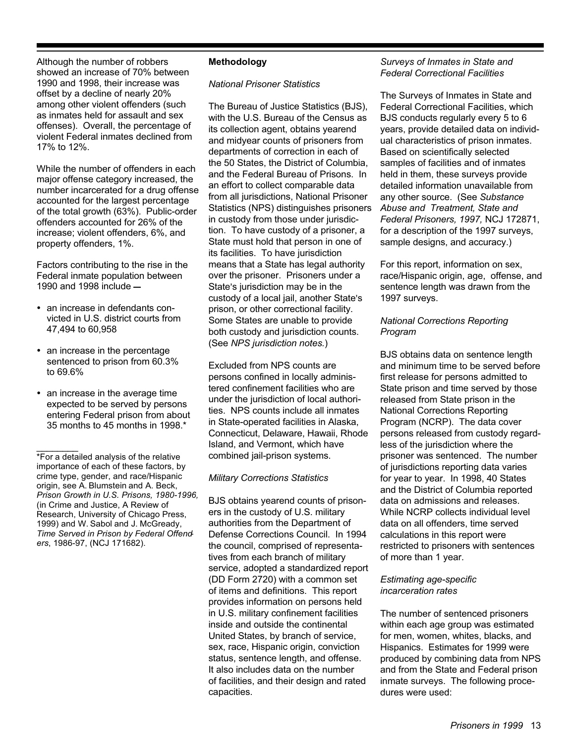Although the number of robbers showed an increase of 70% between 1990 and 1998, their increase was offset by a decline of nearly 20% among other violent offenders (such as inmates held for assault and sex offenses). Overall, the percentage of violent Federal inmates declined from 17% to 12%.

While the number of offenders in each major offense category increased, the number incarcerated for a drug offense accounted for the largest percentage of the total growth (63%). Public-order offenders accounted for 26% of the increase; violent offenders, 6%, and property offenders, 1%.

Factors contributing to the rise in the Federal inmate population between 1990 and 1998 include —

- an increase in defendants convicted in U.S. district courts from 47,494 to 60,958
- an increase in the percentage sentenced to prison from 60.3% to 69.6%
- an increase in the average time expected to be served by persons entering Federal prison from about 35 months to 45 months in 1998.*

---

*For a detailed analysis of the relative importance of each of these factors, by crime type, gender, and race/Hispanic origin, see A. Blumstein and A. Beck, *Prison Growth in U.S. Prisons, 1980-1996,* (in Crime and Justice, A Review of Research, University of Chicago Press, 1999) and W. Sabol and J. McGready, *Time Served in Prison by Federal Offenders*, 1986-97, (NCJ 171682).

## Methodology

### *National Prisoner Statistics*

The Bureau of Justice Statistics (BJS), with the U.S. Bureau of the Census as its collection agent, obtains yearend and midyear counts of prisoners from departments of correction in each of the 50 States, the District of Columbia, and the Federal Bureau of Prisons. In an effort to collect comparable data from all jurisdictions, National Prisoner Statistics (NPS) distinguishes prisoners in custody from those under jurisdiction. To have custody of a prisoner, a State must hold that person in one of its facilities. To have jurisdiction means that a State has legal authority over the prisoner. Prisoners under a State's jurisdiction may be in the custody of a local jail, another State's prison, or other correctional facility. Some States are unable to provide both custody and jurisdiction counts. (See *NPS jurisdiction notes.*)

Excluded from NPS counts are persons confined in locally administered confinement facilities who are under the jurisdiction of local authorities. NPS counts include all inmates in State-operated facilities in Alaska, Connecticut, Delaware, Hawaii, Rhode Island, and Vermont, which have combined jail-prison systems.

### *Military Corrections Statistics*

BJS obtains yearend counts of prisoners in the custody of U.S. military authorities from the Department of Defense Corrections Council. In 1994 the council, comprised of representatives from each branch of military service, adopted a standardized report (DD Form 2720) with a common set of items and definitions. This report provides information on persons held in U.S. military confinement facilities inside and outside the continental United States, by branch of service, sex, race, Hispanic origin, conviction status, sentence length, and offense. It also includes data on the number of facilities, and their design and rated capacities.

### *Surveys of Inmates in State and Federal Correctional Facilities*

The Surveys of Inmates in State and Federal Correctional Facilities, which BJS conducts regularly every 5 to 6 years, provide detailed data on individual characteristics of prison inmates. Based on scientifically selected samples of facilities and of inmates held in them, these surveys provide detailed information unavailable from any other source. (See *Substance Abuse and Treatment, State and Federal Prisoners, 1997,* NCJ 172871, for a description of the 1997 surveys, sample designs, and accuracy.)

For this report, information on sex, race/Hispanic origin, age, offense, and sentence length was drawn from the 1997 surveys.

### *National Corrections Reporting Program*

BJS obtains data on sentence length and minimum time to be served before first release for persons admitted to State prison and time served by those released from State prison in the National Corrections Reporting Program (NCRP). The data cover persons released from custody regardless of the jurisdiction where the prisoner was sentenced. The number of jurisdictions reporting data varies for year to year. In 1998, 40 States and the District of Columbia reported data on admissions and releases. While NCRP collects individual level data on all offenders, time served calculations in this report were restricted to prisoners with sentences of more than 1 year.

### *Estimating age-specific incarceration rates*

The number of sentenced prisoners within each age group was estimated for men, women, whites, blacks, and Hispanics. Estimates for 1999 were produced by combining data from NPS and from the State and Federal prison inmate surveys. The following procedures were used: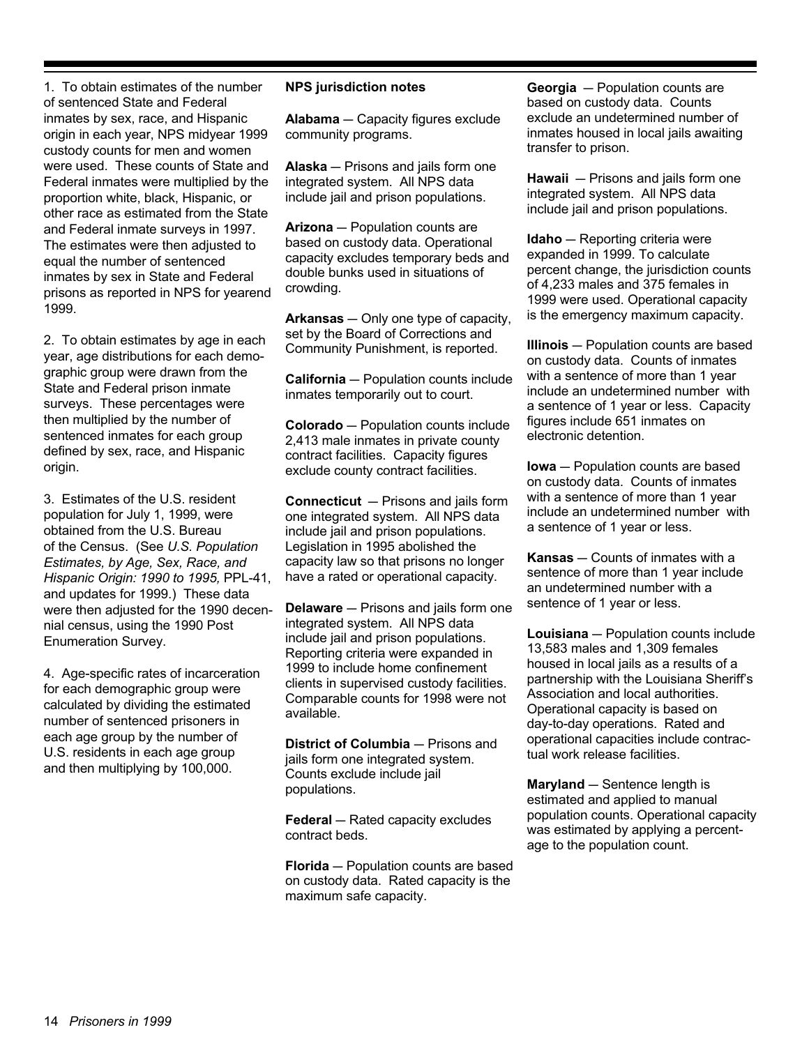1. To obtain estimates of the number of sentenced State and Federal inmates by sex, race, and Hispanic origin in each year, NPS midyear 1999 custody counts for men and women were used. These counts of State and Federal inmates were multiplied by the proportion white, black, Hispanic, or other race as estimated from the State and Federal inmate surveys in 1997. The estimates were then adjusted to equal the number of sentenced inmates by sex in State and Federal prisons as reported in NPS for yearend 1999.

2. To obtain estimates by age in each year, age distributions for each demographic group were drawn from the State and Federal prison inmate surveys. These percentages were then multiplied by the number of sentenced inmates for each group defined by sex, race, and Hispanic origin.

3. Estimates of the U.S. resident population for July 1, 1999, were obtained from the U.S. Bureau of the Census. (See *U.S. Population Estimates, by Age, Sex, Race, and Hispanic Origin: 1990 to 1995,* PPL-41, and updates for 1999.) These data were then adjusted for the 1990 decennial census, using the 1990 Post Enumeration Survey.

4. Age-specific rates of incarceration for each demographic group were calculated by dividing the estimated number of sentenced prisoners in each age group by the number of U.S. residents in each age group and then multiplying by 100,000.

**NPS jurisdiction notes**

**Alabama** — Capacity figures exclude community programs.

**Alaska** — Prisons and jails form one integrated system. All NPS data include jail and prison populations.

**Arizona** — Population counts are based on custody data. Operational capacity excludes temporary beds and double bunks used in situations of crowding.

**Arkansas** — Only one type of capacity, set by the Board of Corrections and Community Punishment, is reported.

**California** — Population counts include inmates temporarily out to court.

**Colorado** — Population counts include 2,413 male inmates in private county contract facilities. Capacity figures exclude county contract facilities.

**Connecticut** — Prisons and jails form one integrated system. All NPS data include jail and prison populations. Legislation in 1995 abolished the capacity law so that prisons no longer have a rated or operational capacity.

**Delaware** — Prisons and jails form one integrated system. All NPS data include jail and prison populations. Reporting criteria were expanded in 1999 to include home confinement clients in supervised custody facilities. Comparable counts for 1998 were not available.

**District of Columbia** — Prisons and jails form one integrated system. Counts exclude include jail populations.

**Federal** — Rated capacity excludes contract beds.

**Florida** — Population counts are based on custody data. Rated capacity is the maximum safe capacity.

**Georgia** — Population counts are based on custody data. Counts exclude an undetermined number of inmates housed in local jails awaiting transfer to prison.

**Hawaii** — Prisons and jails form one integrated system. All NPS data include jail and prison populations.

**Idaho** — Reporting criteria were expanded in 1999. To calculate percent change, the jurisdiction counts of 4,233 males and 375 females in 1999 were used. Operational capacity is the emergency maximum capacity.

**Illinois** — Population counts are based on custody data. Counts of inmates with a sentence of more than 1 year include an undetermined number with a sentence of 1 year or less. Capacity figures include 651 inmates on electronic detention.

**Iowa** — Population counts are based on custody data. Counts of inmates with a sentence of more than 1 year include an undetermined number with a sentence of 1 year or less.

**Kansas** — Counts of inmates with a sentence of more than 1 year include an undetermined number with a sentence of 1 year or less.

**Louisiana** — Population counts include 13,583 males and 1,309 females housed in local jails as a results of a partnership with the Louisiana Sheriff's Association and local authorities. Operational capacity is based on day-to-day operations. Rated and operational capacities include contractual work release facilities.

**Maryland** — Sentence length is estimated and applied to manual population counts. Operational capacity was estimated by applying a percentage to the population count.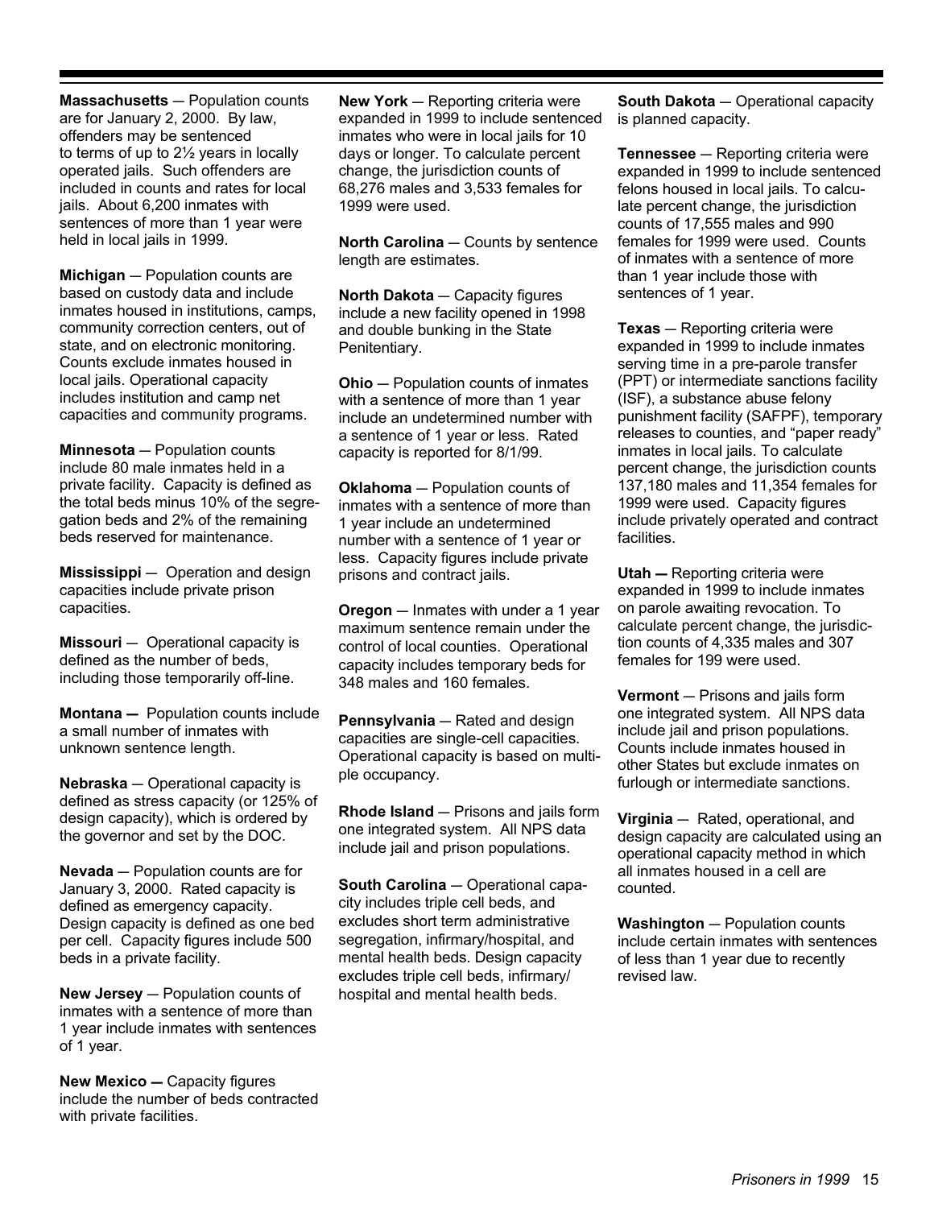**Massachusetts** — Population counts are for January 2, 2000. By law, offenders may be sentenced to terms of up to 2½ years in locally operated jails. Such offenders are included in counts and rates for local jails. About 6,200 inmates with sentences of more than 1 year were held in local jails in 1999.

**Michigan** — Population counts are based on custody data and include inmates housed in institutions, camps, community correction centers, out of state, and on electronic monitoring. Counts exclude inmates housed in local jails. Operational capacity includes institution and camp net capacities and community programs.

**Minnesota** — Population counts include 80 male inmates held in a private facility. Capacity is defined as the total beds minus 10% of the segregation beds and 2% of the remaining beds reserved for maintenance.

**Mississippi** — Operation and design capacities include private prison capacities.

**Missouri** — Operational capacity is defined as the number of beds, including those temporarily off-line.

**Montana —** Population counts include a small number of inmates with unknown sentence length.

**Nebraska** — Operational capacity is defined as stress capacity (or 125% of design capacity), which is ordered by the governor and set by the DOC.

**Nevada** — Population counts are for January 3, 2000. Rated capacity is defined as emergency capacity. Design capacity is defined as one bed per cell. Capacity figures include 500 beds in a private facility.

**New Jersey** — Population counts of inmates with a sentence of more than 1 year include inmates with sentences of 1 year.

**New Mexico —** Capacity figures include the number of beds contracted with private facilities.

**New York** — Reporting criteria were expanded in 1999 to include sentenced inmates who were in local jails for 10 days or longer. To calculate percent change, the jurisdiction counts of 68,276 males and 3,533 females for 1999 were used.

**North Carolina** — Counts by sentence length are estimates.

**North Dakota** — Capacity figures include a new facility opened in 1998 and double bunking in the State Penitentiary.

**Ohio** — Population counts of inmates with a sentence of more than 1 year include an undetermined number with a sentence of 1 year or less. Rated capacity is reported for 8/1/99.

**Oklahoma** — Population counts of inmates with a sentence of more than 1 year include an undetermined number with a sentence of 1 year or less. Capacity figures include private prisons and contract jails.

**Oregon** — Inmates with under a 1 year maximum sentence remain under the control of local counties. Operational capacity includes temporary beds for 348 males and 160 females.

**Pennsylvania** — Rated and design capacities are single-cell capacities. Operational capacity is based on multiple occupancy.

**Rhode Island** — Prisons and jails form one integrated system. All NPS data include jail and prison populations.

**South Carolina** — Operational capacity includes triple cell beds, and excludes short term administrative segregation, infirmary/hospital, and mental health beds. Design capacity excludes triple cell beds, infirmary/ hospital and mental health beds.

**South Dakota** — Operational capacity is planned capacity.

**Tennessee** — Reporting criteria were expanded in 1999 to include sentenced felons housed in local jails. To calculate percent change, the jurisdiction counts of 17,555 males and 990 females for 1999 were used. Counts of inmates with a sentence of more than 1 year include those with sentences of 1 year.

**Texas** — Reporting criteria were expanded in 1999 to include inmates serving time in a pre-parole transfer (PPT) or intermediate sanctions facility (ISF), a substance abuse felony punishment facility (SAFPF), temporary releases to counties, and "paper ready" inmates in local jails. To calculate percent change, the jurisdiction counts 137,180 males and 11,354 females for 1999 were used. Capacity figures include privately operated and contract facilities.

**Utah —** Reporting criteria were expanded in 1999 to include inmates on parole awaiting revocation. To calculate percent change, the jurisdiction counts of 4,335 males and 307 females for 199 were used.

**Vermont** — Prisons and jails form one integrated system. All NPS data include jail and prison populations. Counts include inmates housed in other States but exclude inmates on furlough or intermediate sanctions.

**Virginia** — Rated, operational, and design capacity are calculated using an operational capacity method in which all inmates housed in a cell are counted.

**Washington** — Population counts include certain inmates with sentences of less than 1 year due to recently revised law.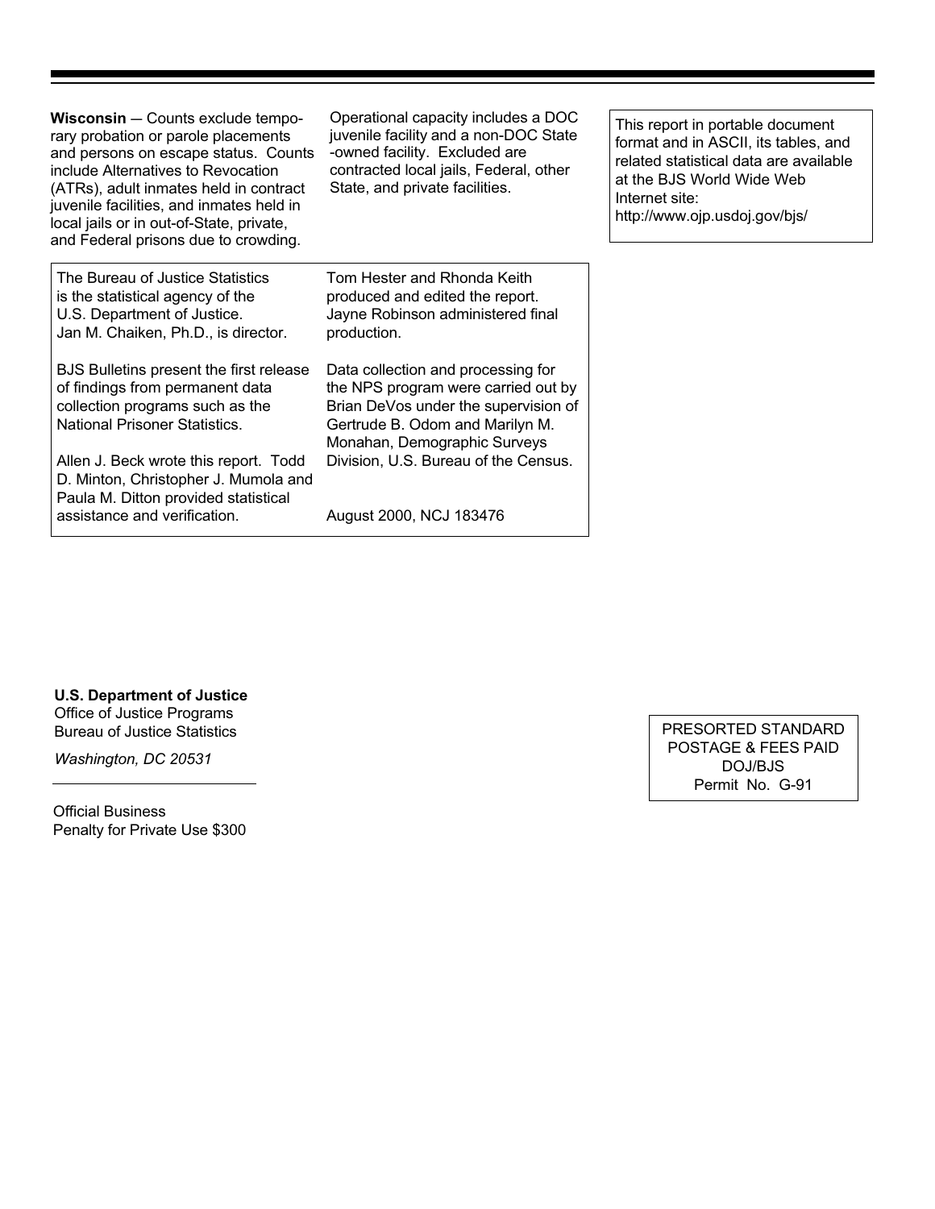**Wisconsin** — Counts exclude temporary probation or parole placements and persons on escape status. Counts include Alternatives to Revocation (ATRs), adult inmates held in contract juvenile facilities, and inmates held in local jails or in out-of-State, private, and Federal prisons due to crowding. Operational capacity includes a DOC juvenile facility and a non-DOC State-owned facility. Excluded are contracted local jails, Federal, other State, and private facilities.

This report in portable document format and in ASCII, its tables, and related statistical data are available at the BJS World Wide Web Internet site: http://www.ojp.usdoj.gov/bjs/

The Bureau of Justice Statistics is the statistical agency of the U.S. Department of Justice. Jan M. Chaiken, Ph.D., is director.

BJS Bulletins present the first release of findings from permanent data collection programs such as the National Prisoner Statistics.

Allen J. Beck wrote this report. Todd D. Minton, Christopher J. Mumola and Paula M. Ditton provided statistical assistance and verification.

Tom Hester and Rhonda Keith produced and edited the report. Jayne Robinson administered final production.

Data collection and processing for the NPS program were carried out by Brian DeVos under the supervision of Gertrude B. Odom and Marilyn M. Monahan, Demographic Surveys Division, U.S. Bureau of the Census.

August 2000, NCJ 183476

**U.S. Department of Justice**
Office of Justice Programs
Bureau of Justice Statistics

*Washington, DC 20531*

Official Business
Penalty for Private Use $300

PRESORTED STANDARD
POSTAGE & FEES PAID
DOJ/BJS
Permit No. G-91